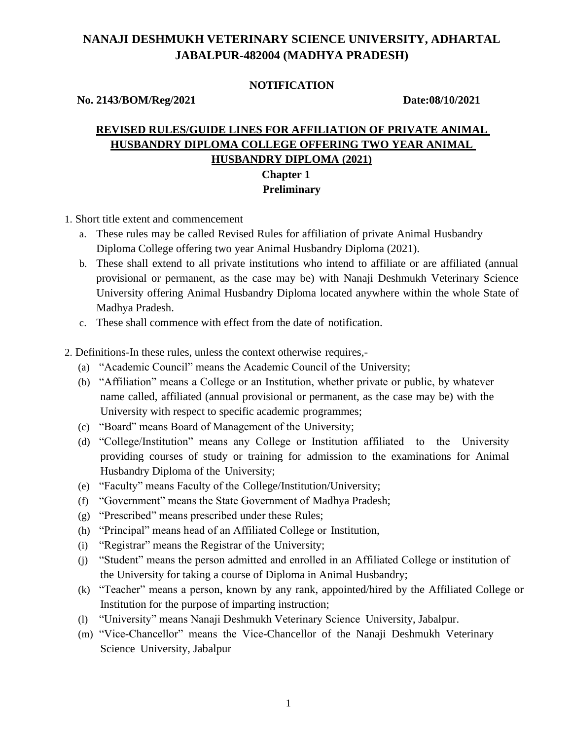# NANAJI DESHMUKH VETERINARY SCIENCE UNIVERSITY, ADHARTAL JABALPUR-482004 (MADHYA PRADESH)

**NOTIFICATION**

**No. 2143/BOM/Reg/2021** **Date:08/10/2021**

## REVISED RULES/GUIDE LINES FOR AFFILIATION OF PRIVATE ANIMAL HUSBANDRY DIPLOMA COLLEGE OFFERING TWO YEAR ANIMAL HUSBANDRY DIPLOMA (2021)

### Chapter 1
### Preliminary

1. Short title extent and commencement
   a. These rules may be called Revised Rules for affiliation of private Animal Husbandry Diploma College offering two year Animal Husbandry Diploma (2021).
   b. These shall extend to all private institutions who intend to affiliate or are affiliated (annual provisional or permanent, as the case may be) with Nanaji Deshmukh Veterinary Science University offering Animal Husbandry Diploma located anywhere within the whole State of Madhya Pradesh.
   c. These shall commence with effect from the date of notification.

2. Definitions-In these rules, unless the context otherwise requires,-
   (a) "Academic Council" means the Academic Council of the University;
   (b) "Affiliation" means a College or an Institution, whether private or public, by whatever name called, affiliated (annual provisional or permanent, as the case may be) with the University with respect to specific academic programmes;
   (c) "Board" means Board of Management of the University;
   (d) "College/Institution" means any College or Institution affiliated to the University providing courses of study or training for admission to the examinations for Animal Husbandry Diploma of the University;
   (e) "Faculty" means Faculty of the College/Institution/University;
   (f) "Government" means the State Government of Madhya Pradesh;
   (g) "Prescribed" means prescribed under these Rules;
   (h) "Principal" means head of an Affiliated College or Institution,
   (i) "Registrar" means the Registrar of the University;
   (j) "Student" means the person admitted and enrolled in an Affiliated College or institution of the University for taking a course of Diploma in Animal Husbandry;
   (k) "Teacher" means a person, known by any rank, appointed/hired by the Affiliated College or Institution for the purpose of imparting instruction;
   (l) "University" means Nanaji Deshmukh Veterinary Science University, Jabalpur.
   (m) "Vice-Chancellor" means the Vice-Chancellor of the Nanaji Deshmukh Veterinary Science University, Jabalpur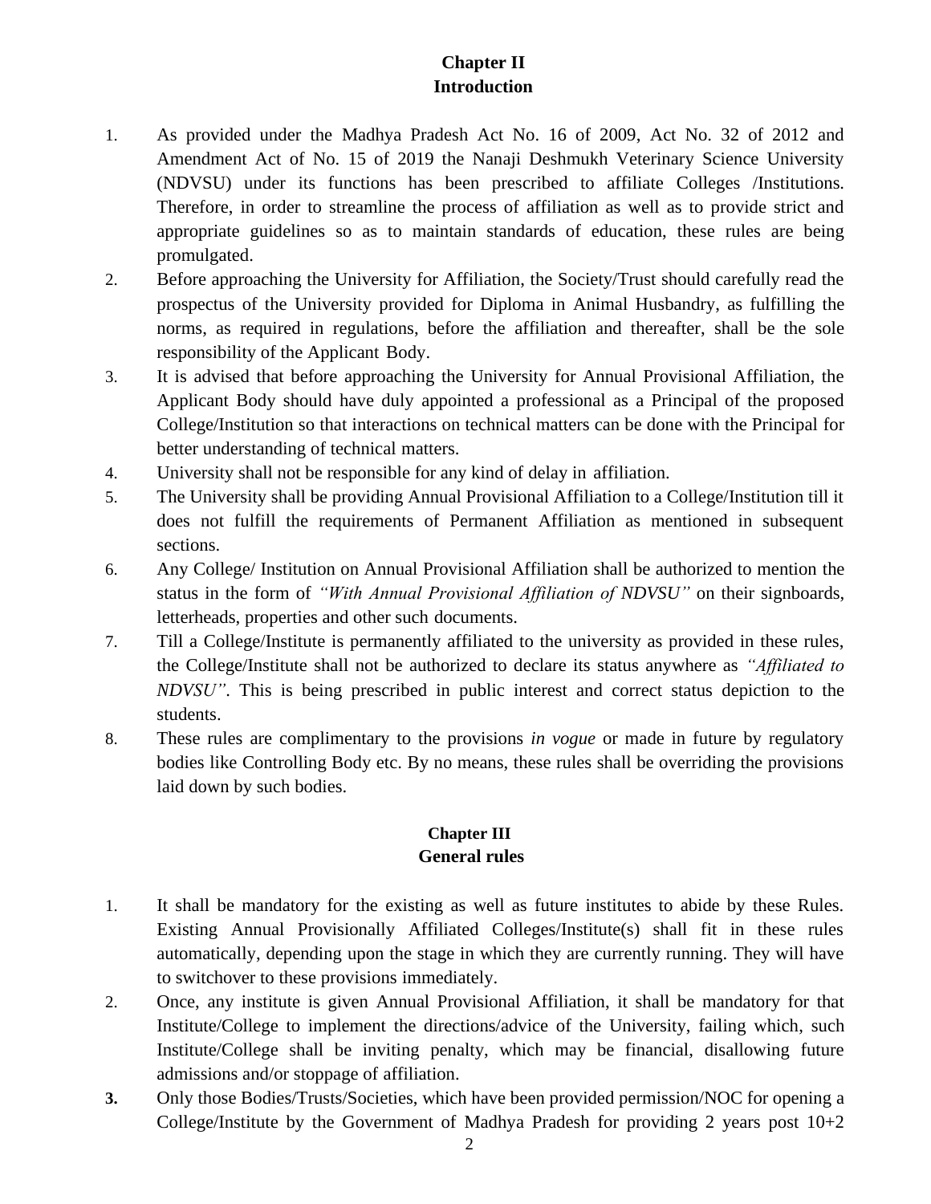## Chapter II
## Introduction

1. As provided under the Madhya Pradesh Act No. 16 of 2009, Act No. 32 of 2012 and Amendment Act of No. 15 of 2019 the Nanaji Deshmukh Veterinary Science University (NDVSU) under its functions has been prescribed to affiliate Colleges /Institutions. Therefore, in order to streamline the process of affiliation as well as to provide strict and appropriate guidelines so as to maintain standards of education, these rules are being promulgated.
2. Before approaching the University for Affiliation, the Society/Trust should carefully read the prospectus of the University provided for Diploma in Animal Husbandry, as fulfilling the norms, as required in regulations, before the affiliation and thereafter, shall be the sole responsibility of the Applicant Body.
3. It is advised that before approaching the University for Annual Provisional Affiliation, the Applicant Body should have duly appointed a professional as a Principal of the proposed College/Institution so that interactions on technical matters can be done with the Principal for better understanding of technical matters.
4. University shall not be responsible for any kind of delay in affiliation.
5. The University shall be providing Annual Provisional Affiliation to a College/Institution till it does not fulfill the requirements of Permanent Affiliation as mentioned in subsequent sections.
6. Any College/ Institution on Annual Provisional Affiliation shall be authorized to mention the status in the form of *"With Annual Provisional Affiliation of NDVSU"* on their signboards, letterheads, properties and other such documents.
7. Till a College/Institute is permanently affiliated to the university as provided in these rules, the College/Institute shall not be authorized to declare its status anywhere as *"Affiliated to NDVSU"*. This is being prescribed in public interest and correct status depiction to the students.
8. These rules are complimentary to the provisions *in vogue* or made in future by regulatory bodies like Controlling Body etc. By no means, these rules shall be overriding the provisions laid down by such bodies.

## Chapter III
## General rules

1. It shall be mandatory for the existing as well as future institutes to abide by these Rules. Existing Annual Provisionally Affiliated Colleges/Institute(s) shall fit in these rules automatically, depending upon the stage in which they are currently running. They will have to switchover to these provisions immediately.
2. Once, any institute is given Annual Provisional Affiliation, it shall be mandatory for that Institute/College to implement the directions/advice of the University, failing which, such Institute/College shall be inviting penalty, which may be financial, disallowing future admissions and/or stoppage of affiliation.
3. Only those Bodies/Trusts/Societies, which have been provided permission/NOC for opening a College/Institute by the Government of Madhya Pradesh for providing 2 years post 10+2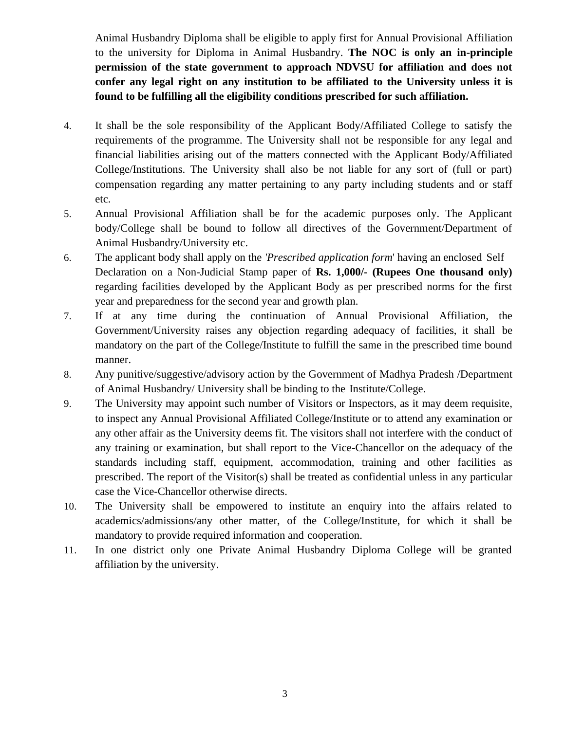Animal Husbandry Diploma shall be eligible to apply first for Annual Provisional Affiliation to the university for Diploma in Animal Husbandry. **The NOC is only an in-principle permission of the state government to approach NDVSU for affiliation and does not confer any legal right on any institution to be affiliated to the University unless it is found to be fulfilling all the eligibility conditions prescribed for such affiliation.**

4. It shall be the sole responsibility of the Applicant Body/Affiliated College to satisfy the requirements of the programme. The University shall not be responsible for any legal and financial liabilities arising out of the matters connected with the Applicant Body/Affiliated College/Institutions. The University shall also be not liable for any sort of (full or part) compensation regarding any matter pertaining to any party including students and or staff etc.
5. Annual Provisional Affiliation shall be for the academic purposes only. The Applicant body/College shall be bound to follow all directives of the Government/Department of Animal Husbandry/University etc.
6. The applicant body shall apply on the '*Prescribed application form*' having an enclosed Self Declaration on a Non-Judicial Stamp paper of **Rs. 1,000/- (Rupees One thousand only)** regarding facilities developed by the Applicant Body as per prescribed norms for the first year and preparedness for the second year and growth plan.
7. If at any time during the continuation of Annual Provisional Affiliation, the Government/University raises any objection regarding adequacy of facilities, it shall be mandatory on the part of the College/Institute to fulfill the same in the prescribed time bound manner.
8. Any punitive/suggestive/advisory action by the Government of Madhya Pradesh /Department of Animal Husbandry/ University shall be binding to the Institute/College.
9. The University may appoint such number of Visitors or Inspectors, as it may deem requisite, to inspect any Annual Provisional Affiliated College/Institute or to attend any examination or any other affair as the University deems fit. The visitors shall not interfere with the conduct of any training or examination, but shall report to the Vice-Chancellor on the adequacy of the standards including staff, equipment, accommodation, training and other facilities as prescribed. The report of the Visitor(s) shall be treated as confidential unless in any particular case the Vice-Chancellor otherwise directs.
10. The University shall be empowered to institute an enquiry into the affairs related to academics/admissions/any other matter, of the College/Institute, for which it shall be mandatory to provide required information and cooperation.
11. In one district only one Private Animal Husbandry Diploma College will be granted affiliation by the university.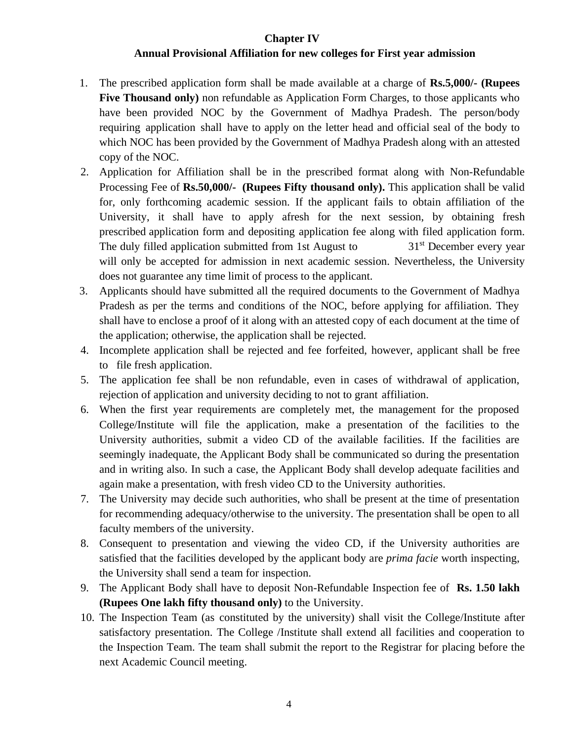## Chapter IV

## Annual Provisional Affiliation for new colleges for First year admission

1. The prescribed application form shall be made available at a charge of **Rs.5,000/- (Rupees Five Thousand only)** non refundable as Application Form Charges, to those applicants who have been provided NOC by the Government of Madhya Pradesh. The person/body requiring application shall have to apply on the letter head and official seal of the body to which NOC has been provided by the Government of Madhya Pradesh along with an attested copy of the NOC.
2. Application for Affiliation shall be in the prescribed format along with Non-Refundable Processing Fee of **Rs.50,000/- (Rupees Fifty thousand only).** This application shall be valid for, only forthcoming academic session. If the applicant fails to obtain affiliation of the University, it shall have to apply afresh for the next session, by obtaining fresh prescribed application form and depositing application fee along with filed application form. The duly filled application submitted from 1st August to 31st December every year will only be accepted for admission in next academic session. Nevertheless, the University does not guarantee any time limit of process to the applicant.
3. Applicants should have submitted all the required documents to the Government of Madhya Pradesh as per the terms and conditions of the NOC, before applying for affiliation. They shall have to enclose a proof of it along with an attested copy of each document at the time of the application; otherwise, the application shall be rejected.
4. Incomplete application shall be rejected and fee forfeited, however, applicant shall be free to file fresh application.
5. The application fee shall be non refundable, even in cases of withdrawal of application, rejection of application and university deciding to not to grant affiliation.
6. When the first year requirements are completely met, the management for the proposed College/Institute will file the application, make a presentation of the facilities to the University authorities, submit a video CD of the available facilities. If the facilities are seemingly inadequate, the Applicant Body shall be communicated so during the presentation and in writing also. In such a case, the Applicant Body shall develop adequate facilities and again make a presentation, with fresh video CD to the University authorities.
7. The University may decide such authorities, who shall be present at the time of presentation for recommending adequacy/otherwise to the university. The presentation shall be open to all faculty members of the university.
8. Consequent to presentation and viewing the video CD, if the University authorities are satisfied that the facilities developed by the applicant body are *prima facie* worth inspecting, the University shall send a team for inspection.
9. The Applicant Body shall have to deposit Non-Refundable Inspection fee of **Rs. 1.50 lakh (Rupees One lakh fifty thousand only)** to the University.
10. The Inspection Team (as constituted by the university) shall visit the College/Institute after satisfactory presentation. The College /Institute shall extend all facilities and cooperation to the Inspection Team. The team shall submit the report to the Registrar for placing before the next Academic Council meeting.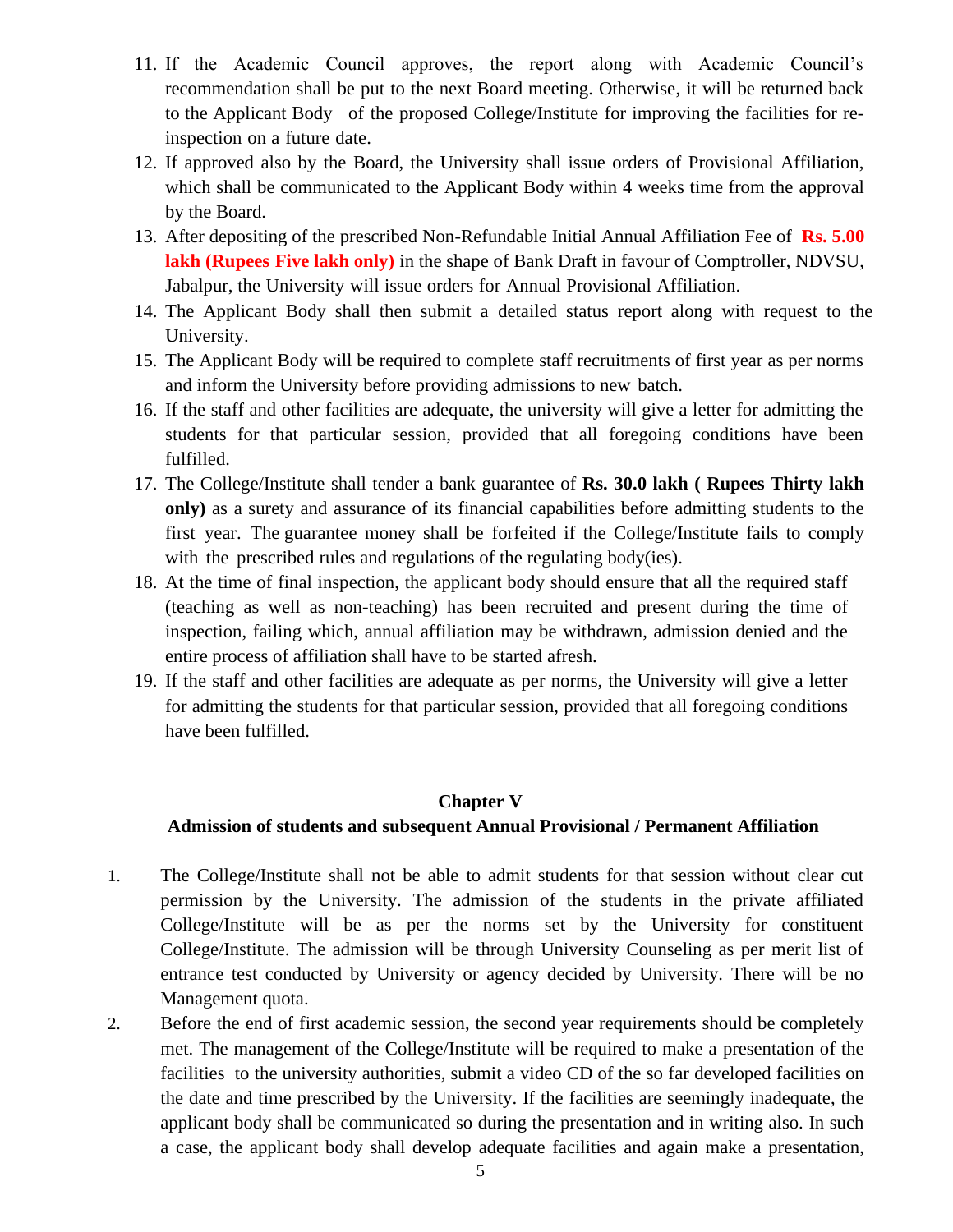11. If the Academic Council approves, the report along with Academic Council's recommendation shall be put to the next Board meeting. Otherwise, it will be returned back to the Applicant Body of the proposed College/Institute for improving the facilities for re-inspection on a future date.
12. If approved also by the Board, the University shall issue orders of Provisional Affiliation, which shall be communicated to the Applicant Body within 4 weeks time from the approval by the Board.
13. After depositing of the prescribed Non-Refundable Initial Annual Affiliation Fee of **Rs. 5.00 lakh (Rupees Five lakh only)** in the shape of Bank Draft in favour of Comptroller, NDVSU, Jabalpur, the University will issue orders for Annual Provisional Affiliation.
14. The Applicant Body shall then submit a detailed status report along with request to the University.
15. The Applicant Body will be required to complete staff recruitments of first year as per norms and inform the University before providing admissions to new batch.
16. If the staff and other facilities are adequate, the university will give a letter for admitting the students for that particular session, provided that all foregoing conditions have been fulfilled.
17. The College/Institute shall tender a bank guarantee of **Rs. 30.0 lakh ( Rupees Thirty lakh only)** as a surety and assurance of its financial capabilities before admitting students to the first year. The guarantee money shall be forfeited if the College/Institute fails to comply with the prescribed rules and regulations of the regulating body(ies).
18. At the time of final inspection, the applicant body should ensure that all the required staff (teaching as well as non-teaching) has been recruited and present during the time of inspection, failing which, annual affiliation may be withdrawn, admission denied and the entire process of affiliation shall have to be started afresh.
19. If the staff and other facilities are adequate as per norms, the University will give a letter for admitting the students for that particular session, provided that all foregoing conditions have been fulfilled.

## Chapter V

## Admission of students and subsequent Annual Provisional / Permanent Affiliation

1. The College/Institute shall not be able to admit students for that session without clear cut permission by the University. The admission of the students in the private affiliated College/Institute will be as per the norms set by the University for constituent College/Institute. The admission will be through University Counseling as per merit list of entrance test conducted by University or agency decided by University. There will be no Management quota.
2. Before the end of first academic session, the second year requirements should be completely met. The management of the College/Institute will be required to make a presentation of the facilities to the university authorities, submit a video CD of the so far developed facilities on the date and time prescribed by the University. If the facilities are seemingly inadequate, the applicant body shall be communicated so during the presentation and in writing also. In such a case, the applicant body shall develop adequate facilities and again make a presentation,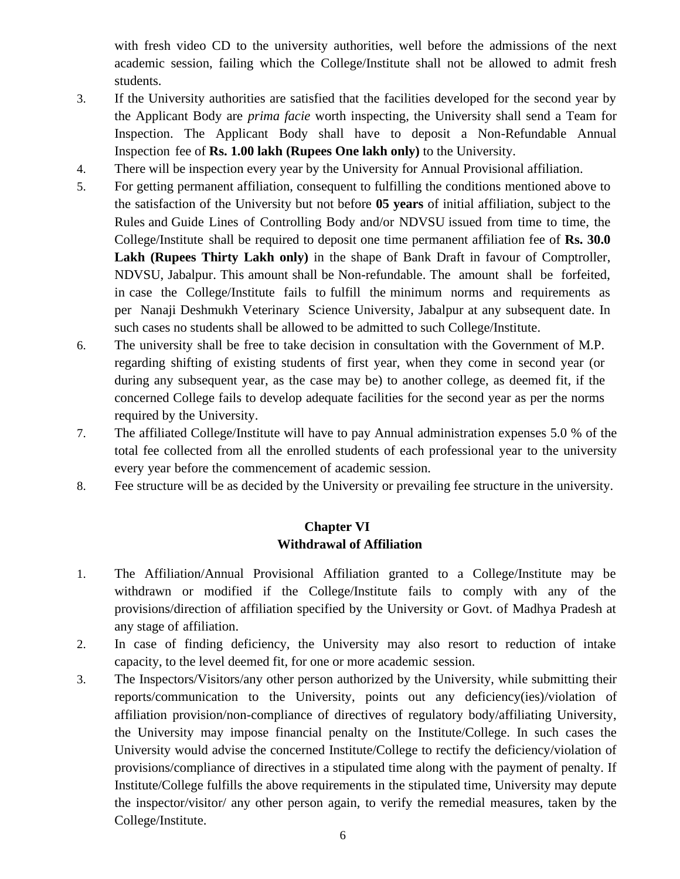with fresh video CD to the university authorities, well before the admissions of the next academic session, failing which the College/Institute shall not be allowed to admit fresh students.

3. If the University authorities are satisfied that the facilities developed for the second year by the Applicant Body are *prima facie* worth inspecting, the University shall send a Team for Inspection. The Applicant Body shall have to deposit a Non-Refundable Annual Inspection fee of **Rs. 1.00 lakh (Rupees One lakh only)** to the University.
4. There will be inspection every year by the University for Annual Provisional affiliation.
5. For getting permanent affiliation, consequent to fulfilling the conditions mentioned above to the satisfaction of the University but not before **05 years** of initial affiliation, subject to the Rules and Guide Lines of Controlling Body and/or NDVSU issued from time to time, the College/Institute shall be required to deposit one time permanent affiliation fee of **Rs. 30.0 Lakh (Rupees Thirty Lakh only)** in the shape of Bank Draft in favour of Comptroller, NDVSU, Jabalpur. This amount shall be Non-refundable. The amount shall be forfeited, in case the College/Institute fails to fulfill the minimum norms and requirements as per Nanaji Deshmukh Veterinary Science University, Jabalpur at any subsequent date. In such cases no students shall be allowed to be admitted to such College/Institute.
6. The university shall be free to take decision in consultation with the Government of M.P. regarding shifting of existing students of first year, when they come in second year (or during any subsequent year, as the case may be) to another college, as deemed fit, if the concerned College fails to develop adequate facilities for the second year as per the norms required by the University.
7. The affiliated College/Institute will have to pay Annual administration expenses 5.0 % of the total fee collected from all the enrolled students of each professional year to the university every year before the commencement of academic session.
8. Fee structure will be as decided by the University or prevailing fee structure in the university.

## Chapter VI
## Withdrawal of Affiliation

1. The Affiliation/Annual Provisional Affiliation granted to a College/Institute may be withdrawn or modified if the College/Institute fails to comply with any of the provisions/direction of affiliation specified by the University or Govt. of Madhya Pradesh at any stage of affiliation.
2. In case of finding deficiency, the University may also resort to reduction of intake capacity, to the level deemed fit, for one or more academic session.
3. The Inspectors/Visitors/any other person authorized by the University, while submitting their reports/communication to the University, points out any deficiency(ies)/violation of affiliation provision/non-compliance of directives of regulatory body/affiliating University, the University may impose financial penalty on the Institute/College. In such cases the University would advise the concerned Institute/College to rectify the deficiency/violation of provisions/compliance of directives in a stipulated time along with the payment of penalty. If Institute/College fulfills the above requirements in the stipulated time, University may depute the inspector/visitor/ any other person again, to verify the remedial measures, taken by the College/Institute.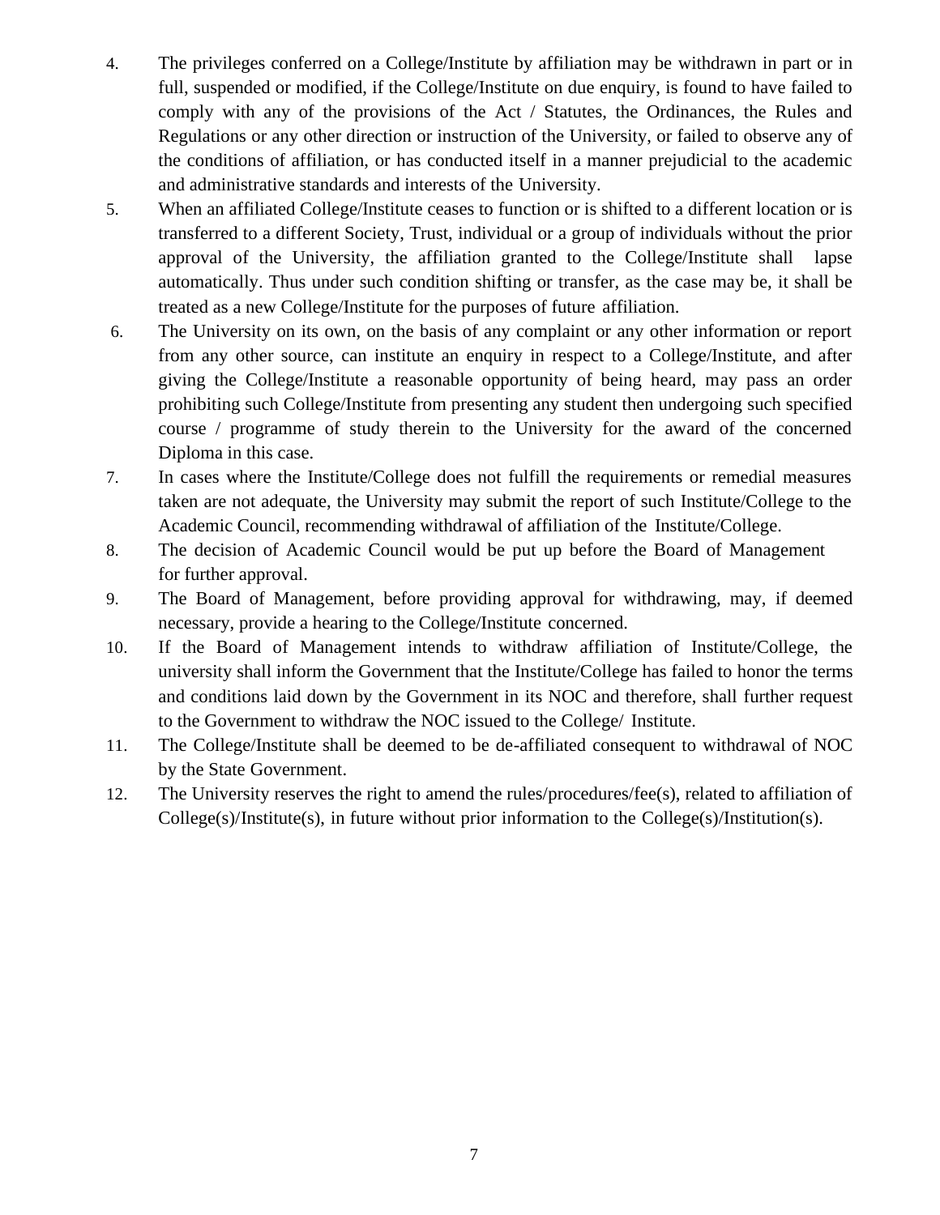4. The privileges conferred on a College/Institute by affiliation may be withdrawn in part or in full, suspended or modified, if the College/Institute on due enquiry, is found to have failed to comply with any of the provisions of the Act / Statutes, the Ordinances, the Rules and Regulations or any other direction or instruction of the University, or failed to observe any of the conditions of affiliation, or has conducted itself in a manner prejudicial to the academic and administrative standards and interests of the University.
5. When an affiliated College/Institute ceases to function or is shifted to a different location or is transferred to a different Society, Trust, individual or a group of individuals without the prior approval of the University, the affiliation granted to the College/Institute shall lapse automatically. Thus under such condition shifting or transfer, as the case may be, it shall be treated as a new College/Institute for the purposes of future affiliation.
6. The University on its own, on the basis of any complaint or any other information or report from any other source, can institute an enquiry in respect to a College/Institute, and after giving the College/Institute a reasonable opportunity of being heard, may pass an order prohibiting such College/Institute from presenting any student then undergoing such specified course / programme of study therein to the University for the award of the concerned Diploma in this case.
7. In cases where the Institute/College does not fulfill the requirements or remedial measures taken are not adequate, the University may submit the report of such Institute/College to the Academic Council, recommending withdrawal of affiliation of the Institute/College.
8. The decision of Academic Council would be put up before the Board of Management for further approval.
9. The Board of Management, before providing approval for withdrawing, may, if deemed necessary, provide a hearing to the College/Institute concerned.
10. If the Board of Management intends to withdraw affiliation of Institute/College, the university shall inform the Government that the Institute/College has failed to honor the terms and conditions laid down by the Government in its NOC and therefore, shall further request to the Government to withdraw the NOC issued to the College/ Institute.
11. The College/Institute shall be deemed to be de-affiliated consequent to withdrawal of NOC by the State Government.
12. The University reserves the right to amend the rules/procedures/fee(s), related to affiliation of College(s)/Institute(s), in future without prior information to the College(s)/Institution(s).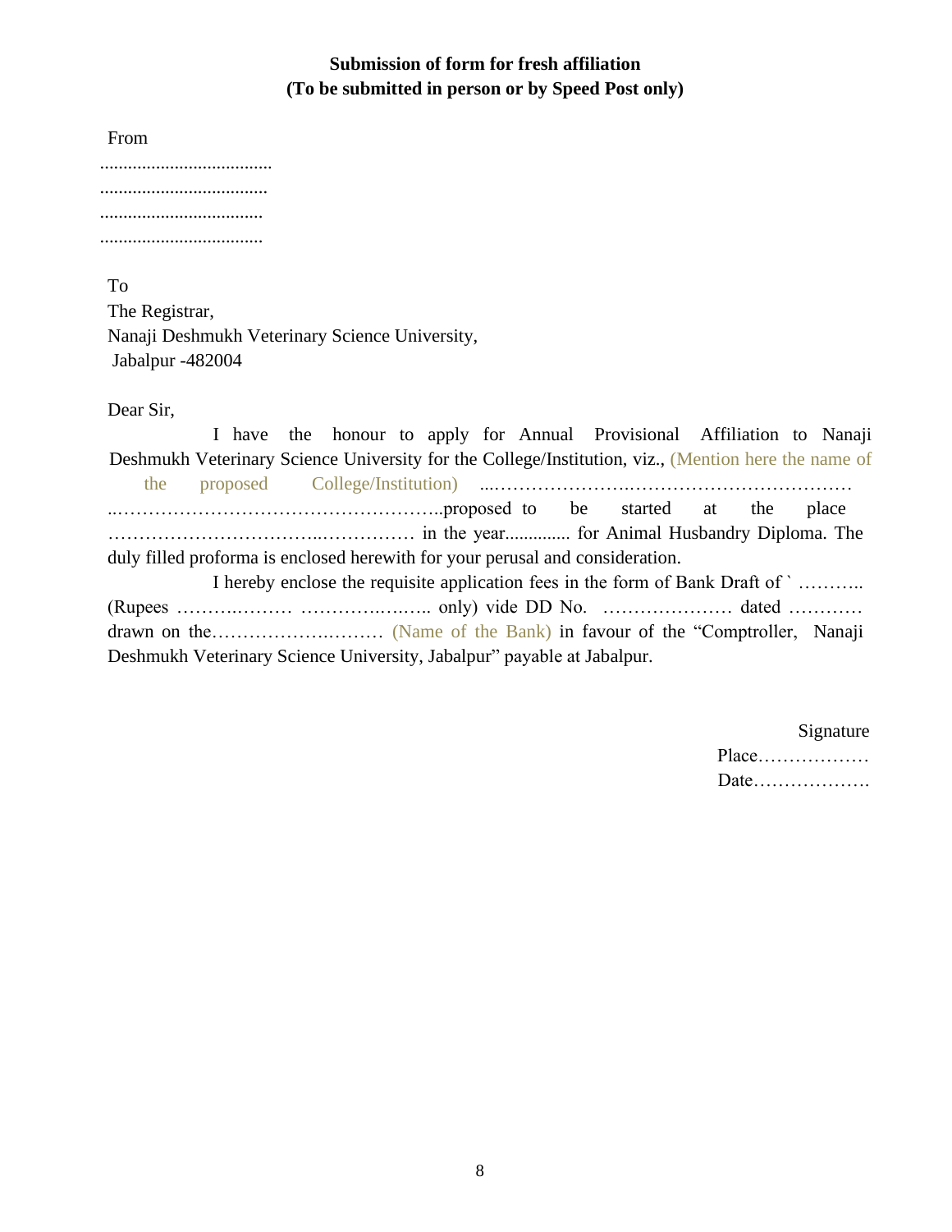**Submission of form for fresh affiliation**
**(To be submitted in person or by Speed Post only)**

From

.....................................
....................................
...................................
...................................

To
The Registrar,
Nanaji Deshmukh Veterinary Science University,
Jabalpur -482004

Dear Sir,

I have the honour to apply for Annual Provisional Affiliation to Nanaji Deshmukh Veterinary Science University for the College/Institution, viz., (Mention here the name of the proposed College/Institution) ...………………….……………………………… ..……………………………………………..proposed to be started at the place ……………………………..…………… in the year.............. for Animal Husbandry Diploma. The duly filled proforma is enclosed herewith for your perusal and consideration.

I hereby enclose the requisite application fees in the form of Bank Draft of ` ……….. (Rupees …….……… ……….….….. only) vide DD No. ………………… dated ………… drawn on the……………….……… (Name of the Bank) in favour of the "Comptroller, Nanaji Deshmukh Veterinary Science University, Jabalpur" payable at Jabalpur.

Signature
Place………………
Date……………….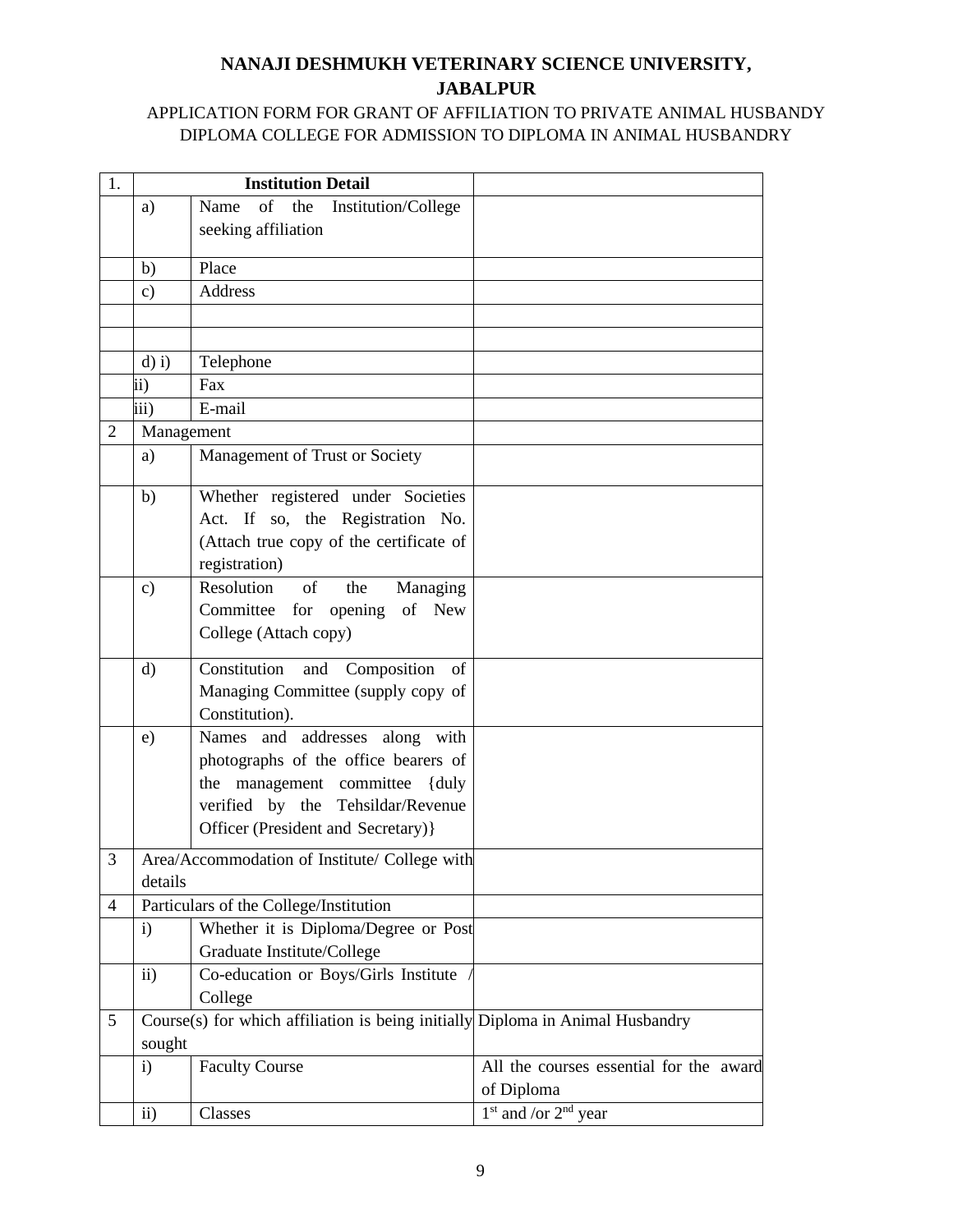# NANAJI DESHMUKH VETERINARY SCIENCE UNIVERSITY, JABALPUR

APPLICATION FORM FOR GRANT OF AFFILIATION TO PRIVATE ANIMAL HUSBANDY DIPLOMA COLLEGE FOR ADMISSION TO DIPLOMA IN ANIMAL HUSBANDRY

| 1. | **Institution Detail** | | |
|---|---|---|---|
| | a) | Name of the Institution/College seeking affiliation | |
| | b) | Place | |
| | c) | Address | |
| | | | |
| | | | |
| | d) i) | Telephone | |
| | ii) | Fax | |
| | iii) | E-mail | |
| 2 | Management | | |
| | a) | Management of Trust or Society | |
| | b) | Whether registered under Societies Act. If so, the Registration No. (Attach true copy of the certificate of registration) | |
| | c) | Resolution of the Managing Committee for opening of New College (Attach copy) | |
| | d) | Constitution and Composition of Managing Committee (supply copy of Constitution). | |
| | e) | Names and addresses along with photographs of the office bearers of the management committee {duly verified by the Tehsildar/Revenue Officer (President and Secretary)} | |
| 3 | Area/Accommodation of Institute/ College with details | | |
| 4 | Particulars of the College/Institution | | |
| | i) | Whether it is Diploma/Degree or Post Graduate Institute/College | |
| | ii) | Co-education or Boys/Girls Institute / College | |
| 5 | Course(s) for which affiliation is being initially sought | | Diploma in Animal Husbandry |
| | i) | Faculty Course | All the courses essential for the award of Diploma |
| | ii) | Classes | 1st and /or 2nd year |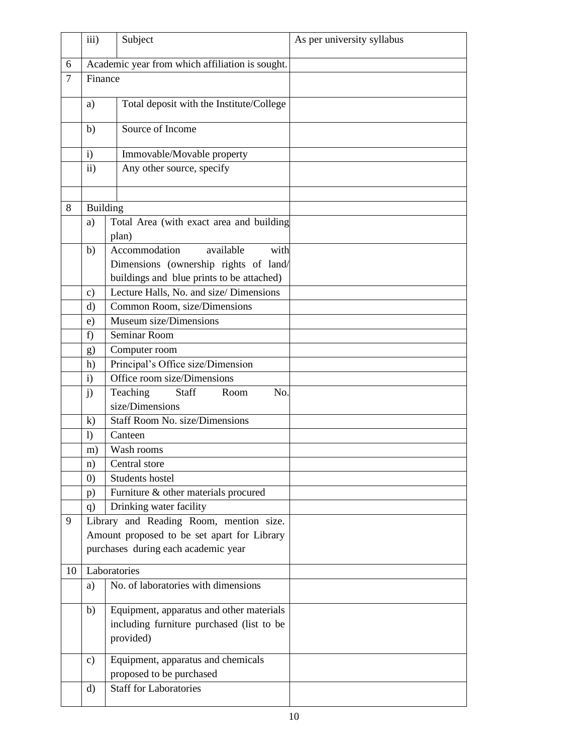|  |  |  |  |
|---|---|---|---|
|  | iii) | Subject | As per university syllabus |
| 6 | Academic year from which affiliation is sought. |  |  |
| 7 | Finance |  |  |
|  | a) | Total deposit with the Institute/College |  |
|  | b) | Source of Income |  |
|  | i) | Immovable/Movable property |  |
|  | ii) | Any other source, specify |  |
|  |  |  |  |
| 8 | Building |  |  |
|  | a) | Total Area (with exact area and building plan) |  |
|  | b) | Accommodation available with Dimensions (ownership rights of land/ buildings and blue prints to be attached) |  |
|  | c) | Lecture Halls, No. and size/ Dimensions |  |
|  | d) | Common Room, size/Dimensions |  |
|  | e) | Museum size/Dimensions |  |
|  | f) | Seminar Room |  |
|  | g) | Computer room |  |
|  | h) | Principal's Office size/Dimension |  |
|  | i) | Office room size/Dimensions |  |
|  | j) | Teaching Staff Room No. size/Dimensions |  |
|  | k) | Staff Room No. size/Dimensions |  |
|  | l) | Canteen |  |
|  | m) | Wash rooms |  |
|  | n) | Central store |  |
|  | 0) | Students hostel |  |
|  | p) | Furniture & other materials procured |  |
|  | q) | Drinking water facility |  |
| 9 | Library and Reading Room, mention size. Amount proposed to be set apart for Library purchases during each academic year |  |  |
| 10 | Laboratories |  |  |
|  | a) | No. of laboratories with dimensions |  |
|  | b) | Equipment, apparatus and other materials including furniture purchased (list to be provided) |  |
|  | c) | Equipment, apparatus and chemicals proposed to be purchased |  |
|  | d) | Staff for Laboratories |  |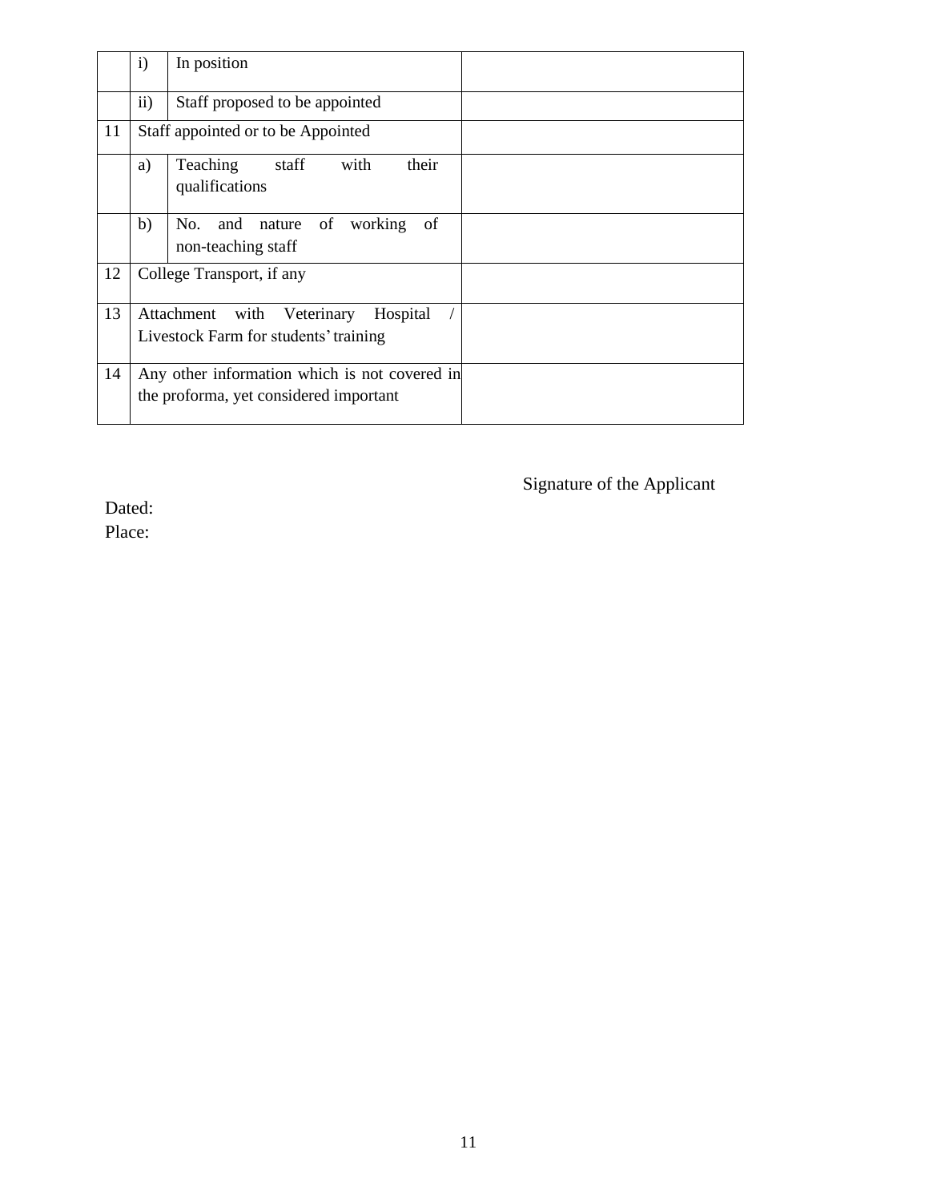| | | | |
|---|---|---|---|
| | i) | In position | |
| | ii) | Staff proposed to be appointed | |
| 11 | Staff appointed or to be Appointed | | |
| | a) | Teaching staff with their qualifications | |
| | b) | No. and nature of working of non-teaching staff | |
| 12 | College Transport, if any | | |
| 13 | Attachment with Veterinary Hospital / Livestock Farm for students' training | | |
| 14 | Any other information which is not covered in the proforma, yet considered important | | |

Signature of the Applicant

Dated:
Place: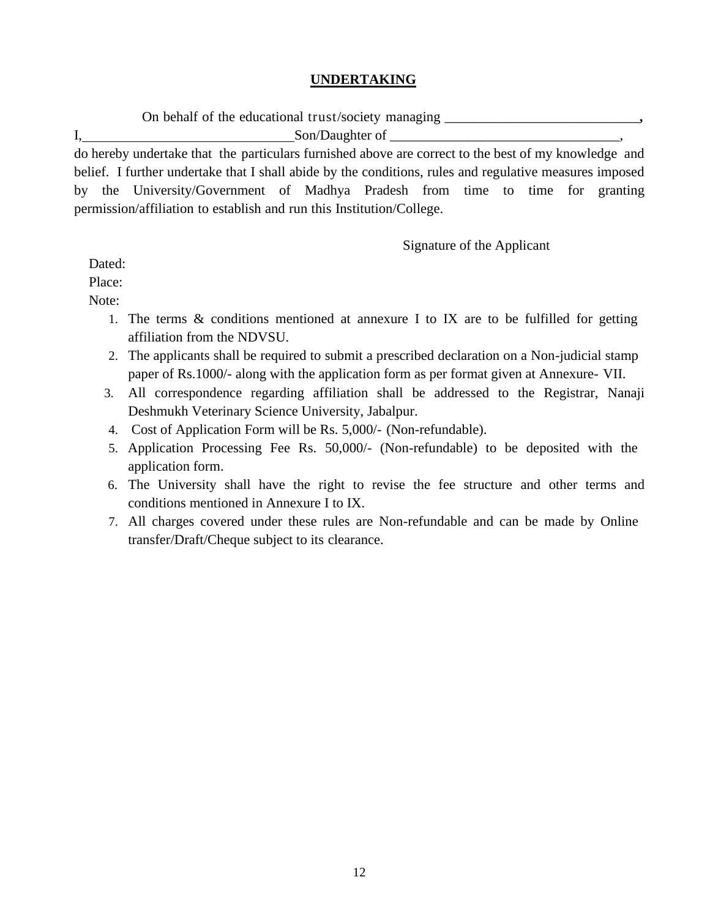## UNDERTAKING

On behalf of the educational trust/society managing ____________________________,
I,______________________________Son/Daughter of ________________________________,
do hereby undertake that the particulars furnished above are correct to the best of my knowledge and belief. I further undertake that I shall abide by the conditions, rules and regulative measures imposed by the University/Government of Madhya Pradesh from time to time for granting permission/affiliation to establish and run this Institution/College.

Signature of the Applicant

Dated:

Place:

Note:

1. The terms & conditions mentioned at annexure I to IX are to be fulfilled for getting affiliation from the NDVSU.
2. The applicants shall be required to submit a prescribed declaration on a Non-judicial stamp paper of Rs.1000/- along with the application form as per format given at Annexure- VII.
3. All correspondence regarding affiliation shall be addressed to the Registrar, Nanaji Deshmukh Veterinary Science University, Jabalpur.
4. Cost of Application Form will be Rs. 5,000/- (Non-refundable).
5. Application Processing Fee Rs. 50,000/- (Non-refundable) to be deposited with the application form.
6. The University shall have the right to revise the fee structure and other terms and conditions mentioned in Annexure I to IX.
7. All charges covered under these rules are Non-refundable and can be made by Online transfer/Draft/Cheque subject to its clearance.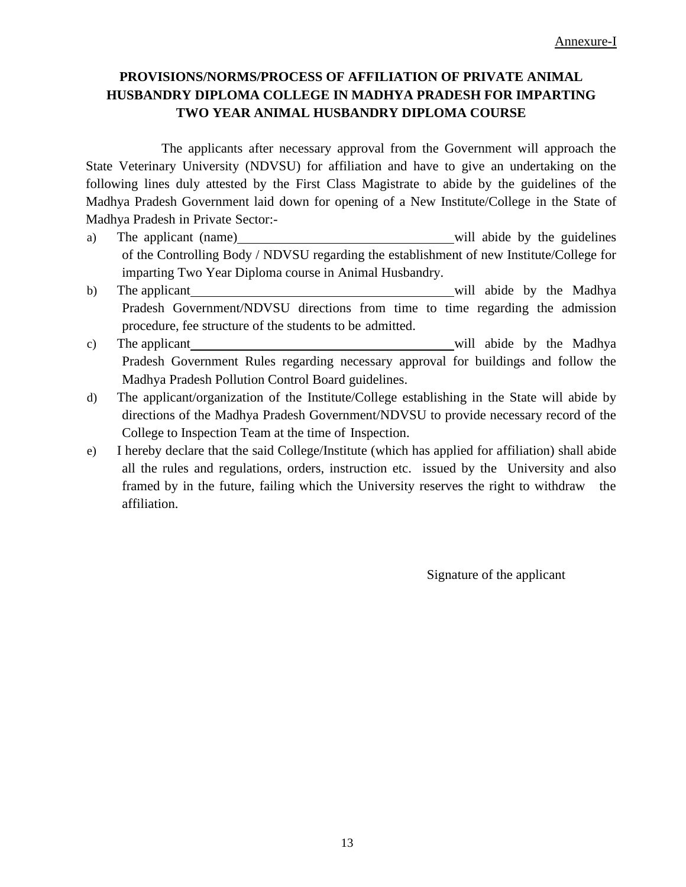Annexure-I

## PROVISIONS/NORMS/PROCESS OF AFFILIATION OF PRIVATE ANIMAL HUSBANDRY DIPLOMA COLLEGE IN MADHYA PRADESH FOR IMPARTING TWO YEAR ANIMAL HUSBANDRY DIPLOMA COURSE

The applicants after necessary approval from the Government will approach the State Veterinary University (NDVSU) for affiliation and have to give an undertaking on the following lines duly attested by the First Class Magistrate to abide by the guidelines of the Madhya Pradesh Government laid down for opening of a New Institute/College in the State of Madhya Pradesh in Private Sector:-

a) The applicant (name)\_\_\_\_\_\_\_\_\_\_\_\_\_\_\_\_\_\_\_\_\_\_\_\_\_\_\_\_\_\_\_\_ will abide by the guidelines of the Controlling Body / NDVSU regarding the establishment of new Institute/College for imparting Two Year Diploma course in Animal Husbandry.

b) The applicant\_\_\_\_\_\_\_\_\_\_\_\_\_\_\_\_\_\_\_\_\_\_\_\_\_\_\_\_\_\_\_\_\_\_\_\_\_\_ will abide by the Madhya Pradesh Government/NDVSU directions from time to time regarding the admission procedure, fee structure of the students to be admitted.

c) The applicant\_\_\_\_\_\_\_\_\_\_\_\_\_\_\_\_\_\_\_\_\_\_\_\_\_\_\_\_\_\_\_\_\_\_\_\_\_\_ will abide by the Madhya Pradesh Government Rules regarding necessary approval for buildings and follow the Madhya Pradesh Pollution Control Board guidelines.

d) The applicant/organization of the Institute/College establishing in the State will abide by directions of the Madhya Pradesh Government/NDVSU to provide necessary record of the College to Inspection Team at the time of Inspection.

e) I hereby declare that the said College/Institute (which has applied for affiliation) shall abide all the rules and regulations, orders, instruction etc. issued by the University and also framed by in the future, failing which the University reserves the right to withdraw the affiliation.

Signature of the applicant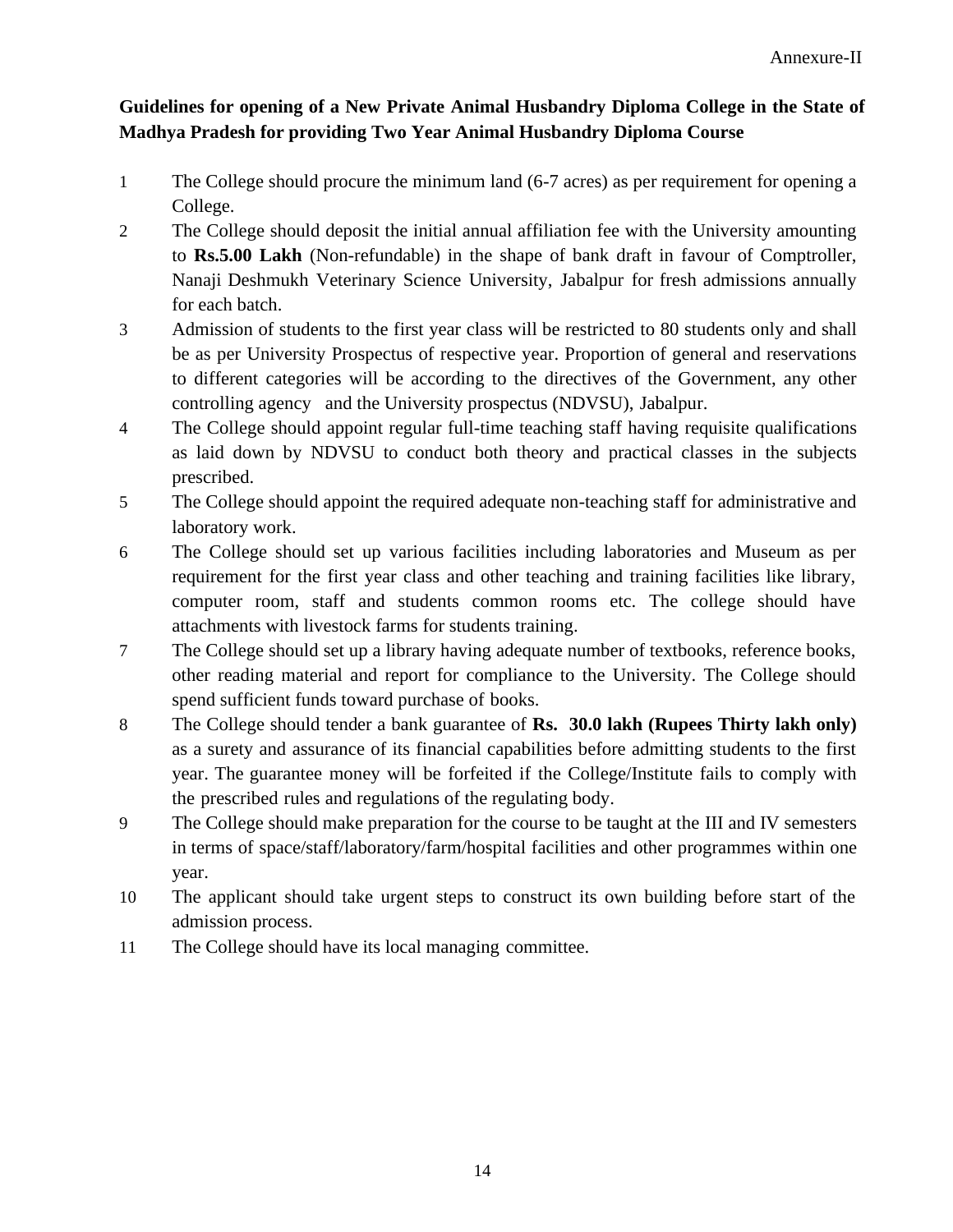Annexure-II

**Guidelines for opening of a New Private Animal Husbandry Diploma College in the State of Madhya Pradesh for providing Two Year Animal Husbandry Diploma Course**

1. The College should procure the minimum land (6-7 acres) as per requirement for opening a College.
2. The College should deposit the initial annual affiliation fee with the University amounting to **Rs.5.00 Lakh** (Non-refundable) in the shape of bank draft in favour of Comptroller, Nanaji Deshmukh Veterinary Science University, Jabalpur for fresh admissions annually for each batch.
3. Admission of students to the first year class will be restricted to 80 students only and shall be as per University Prospectus of respective year. Proportion of general and reservations to different categories will be according to the directives of the Government, any other controlling agency and the University prospectus (NDVSU), Jabalpur.
4. The College should appoint regular full-time teaching staff having requisite qualifications as laid down by NDVSU to conduct both theory and practical classes in the subjects prescribed.
5. The College should appoint the required adequate non-teaching staff for administrative and laboratory work.
6. The College should set up various facilities including laboratories and Museum as per requirement for the first year class and other teaching and training facilities like library, computer room, staff and students common rooms etc. The college should have attachments with livestock farms for students training.
7. The College should set up a library having adequate number of textbooks, reference books, other reading material and report for compliance to the University. The College should spend sufficient funds toward purchase of books.
8. The College should tender a bank guarantee of **Rs. 30.0 lakh (Rupees Thirty lakh only)** as a surety and assurance of its financial capabilities before admitting students to the first year. The guarantee money will be forfeited if the College/Institute fails to comply with the prescribed rules and regulations of the regulating body.
9. The College should make preparation for the course to be taught at the III and IV semesters in terms of space/staff/laboratory/farm/hospital facilities and other programmes within one year.
10. The applicant should take urgent steps to construct its own building before start of the admission process.
11. The College should have its local managing committee.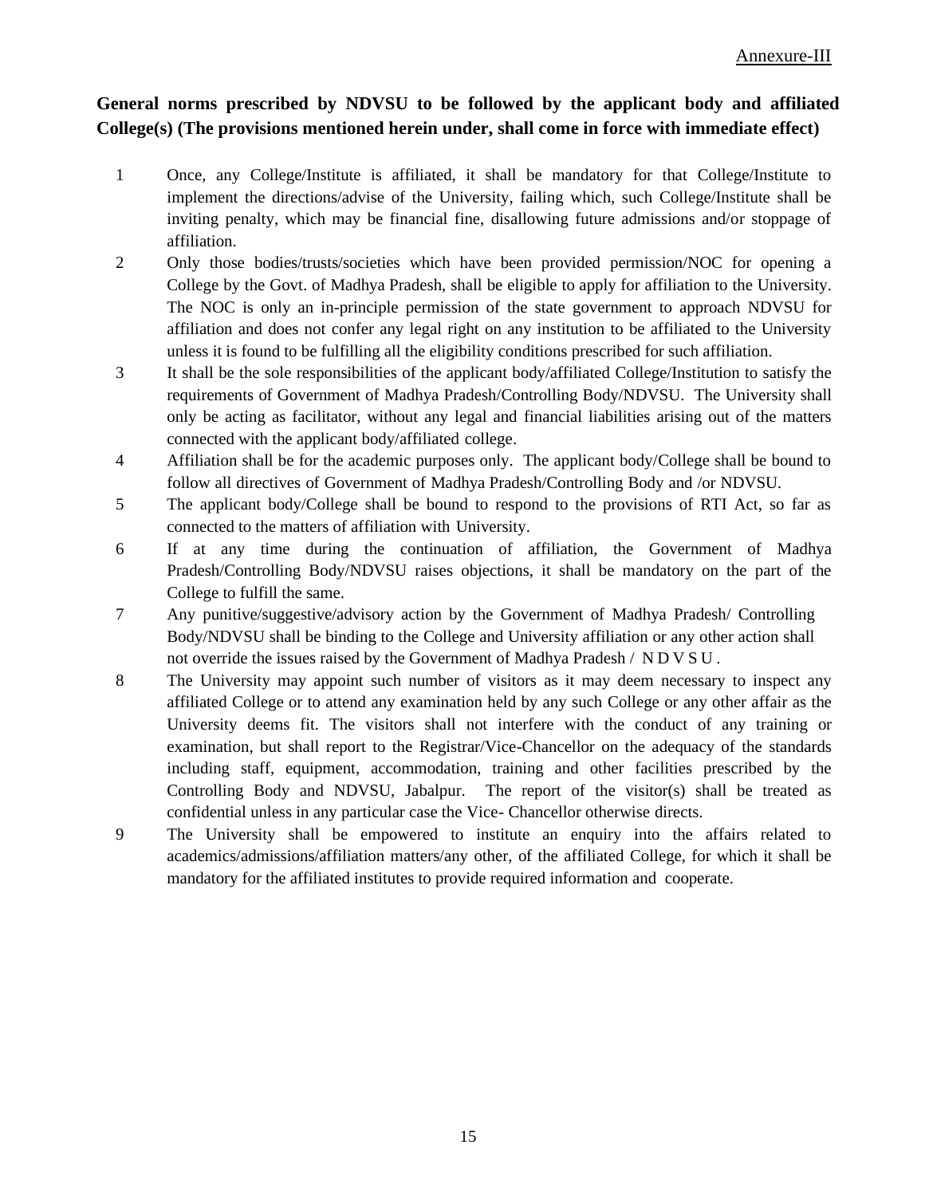Annexure-III

**General norms prescribed by NDVSU to be followed by the applicant body and affiliated College(s) (The provisions mentioned herein under, shall come in force with immediate effect)**

1. Once, any College/Institute is affiliated, it shall be mandatory for that College/Institute to implement the directions/advise of the University, failing which, such College/Institute shall be inviting penalty, which may be financial fine, disallowing future admissions and/or stoppage of affiliation.
2. Only those bodies/trusts/societies which have been provided permission/NOC for opening a College by the Govt. of Madhya Pradesh, shall be eligible to apply for affiliation to the University. The NOC is only an in-principle permission of the state government to approach NDVSU for affiliation and does not confer any legal right on any institution to be affiliated to the University unless it is found to be fulfilling all the eligibility conditions prescribed for such affiliation.
3. It shall be the sole responsibilities of the applicant body/affiliated College/Institution to satisfy the requirements of Government of Madhya Pradesh/Controlling Body/NDVSU. The University shall only be acting as facilitator, without any legal and financial liabilities arising out of the matters connected with the applicant body/affiliated college.
4. Affiliation shall be for the academic purposes only. The applicant body/College shall be bound to follow all directives of Government of Madhya Pradesh/Controlling Body and /or NDVSU.
5. The applicant body/College shall be bound to respond to the provisions of RTI Act, so far as connected to the matters of affiliation with University.
6. If at any time during the continuation of affiliation, the Government of Madhya Pradesh/Controlling Body/NDVSU raises objections, it shall be mandatory on the part of the College to fulfill the same.
7. Any punitive/suggestive/advisory action by the Government of Madhya Pradesh/ Controlling Body/NDVSU shall be binding to the College and University affiliation or any other action shall not override the issues raised by the Government of Madhya Pradesh / N D V S U .
8. The University may appoint such number of visitors as it may deem necessary to inspect any affiliated College or to attend any examination held by any such College or any other affair as the University deems fit. The visitors shall not interfere with the conduct of any training or examination, but shall report to the Registrar/Vice-Chancellor on the adequacy of the standards including staff, equipment, accommodation, training and other facilities prescribed by the Controlling Body and NDVSU, Jabalpur. The report of the visitor(s) shall be treated as confidential unless in any particular case the Vice- Chancellor otherwise directs.
9. The University shall be empowered to institute an enquiry into the affairs related to academics/admissions/affiliation matters/any other, of the affiliated College, for which it shall be mandatory for the affiliated institutes to provide required information and cooperate.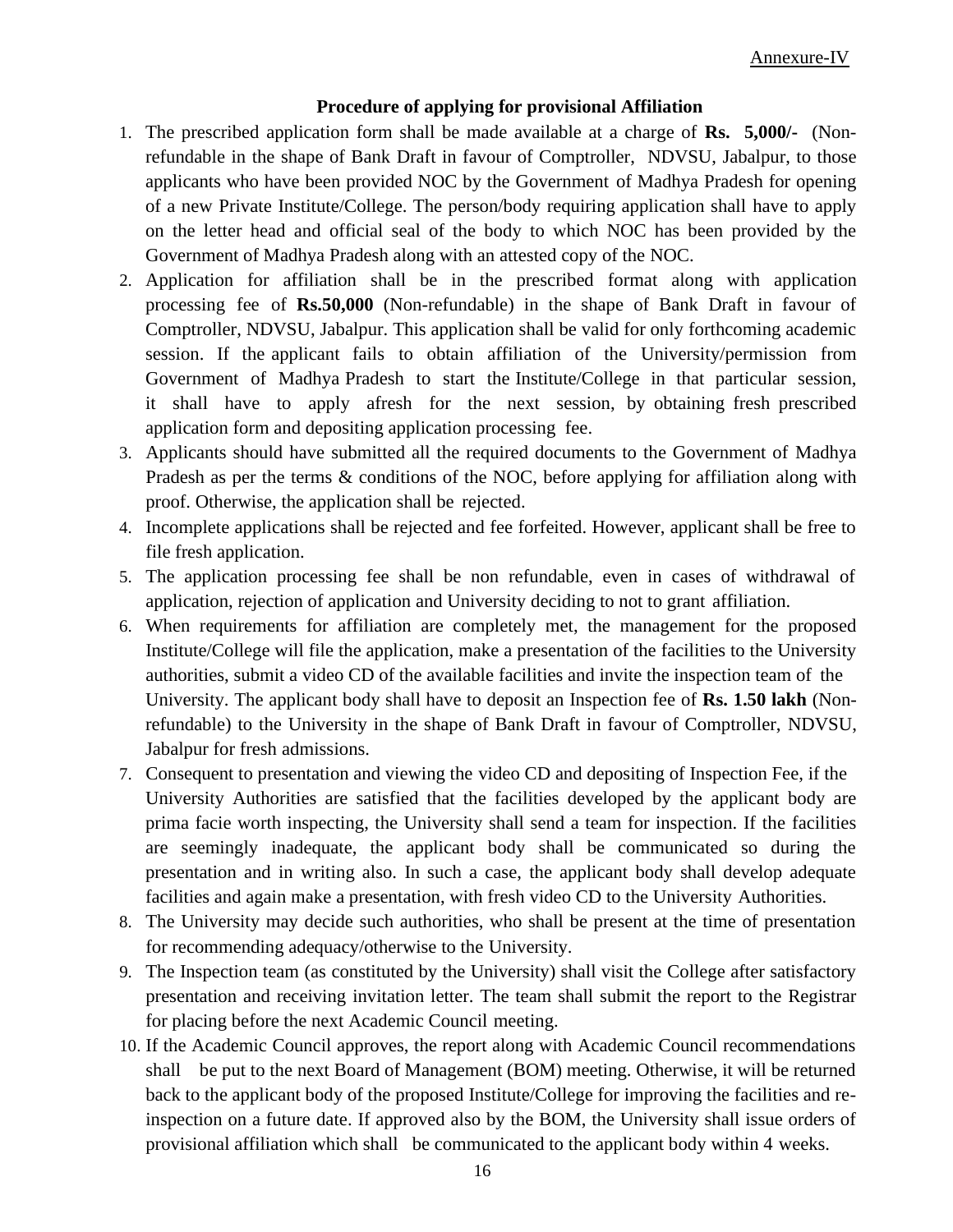Annexure-IV

**Procedure of applying for provisional Affiliation**

1. The prescribed application form shall be made available at a charge of **Rs. 5,000/-** (Non-refundable in the shape of Bank Draft in favour of Comptroller, NDVSU, Jabalpur, to those applicants who have been provided NOC by the Government of Madhya Pradesh for opening of a new Private Institute/College. The person/body requiring application shall have to apply on the letter head and official seal of the body to which NOC has been provided by the Government of Madhya Pradesh along with an attested copy of the NOC.
2. Application for affiliation shall be in the prescribed format along with application processing fee of **Rs.50,000** (Non-refundable) in the shape of Bank Draft in favour of Comptroller, NDVSU, Jabalpur. This application shall be valid for only forthcoming academic session. If the applicant fails to obtain affiliation of the University/permission from Government of Madhya Pradesh to start the Institute/College in that particular session, it shall have to apply afresh for the next session, by obtaining fresh prescribed application form and depositing application processing fee.
3. Applicants should have submitted all the required documents to the Government of Madhya Pradesh as per the terms & conditions of the NOC, before applying for affiliation along with proof. Otherwise, the application shall be rejected.
4. Incomplete applications shall be rejected and fee forfeited. However, applicant shall be free to file fresh application.
5. The application processing fee shall be non refundable, even in cases of withdrawal of application, rejection of application and University deciding to not to grant affiliation.
6. When requirements for affiliation are completely met, the management for the proposed Institute/College will file the application, make a presentation of the facilities to the University authorities, submit a video CD of the available facilities and invite the inspection team of the University. The applicant body shall have to deposit an Inspection fee of **Rs. 1.50 lakh** (Non-refundable) to the University in the shape of Bank Draft in favour of Comptroller, NDVSU, Jabalpur for fresh admissions.
7. Consequent to presentation and viewing the video CD and depositing of Inspection Fee, if the University Authorities are satisfied that the facilities developed by the applicant body are prima facie worth inspecting, the University shall send a team for inspection. If the facilities are seemingly inadequate, the applicant body shall be communicated so during the presentation and in writing also. In such a case, the applicant body shall develop adequate facilities and again make a presentation, with fresh video CD to the University Authorities.
8. The University may decide such authorities, who shall be present at the time of presentation for recommending adequacy/otherwise to the University.
9. The Inspection team (as constituted by the University) shall visit the College after satisfactory presentation and receiving invitation letter. The team shall submit the report to the Registrar for placing before the next Academic Council meeting.
10. If the Academic Council approves, the report along with Academic Council recommendations shall be put to the next Board of Management (BOM) meeting. Otherwise, it will be returned back to the applicant body of the proposed Institute/College for improving the facilities and re-inspection on a future date. If approved also by the BOM, the University shall issue orders of provisional affiliation which shall be communicated to the applicant body within 4 weeks.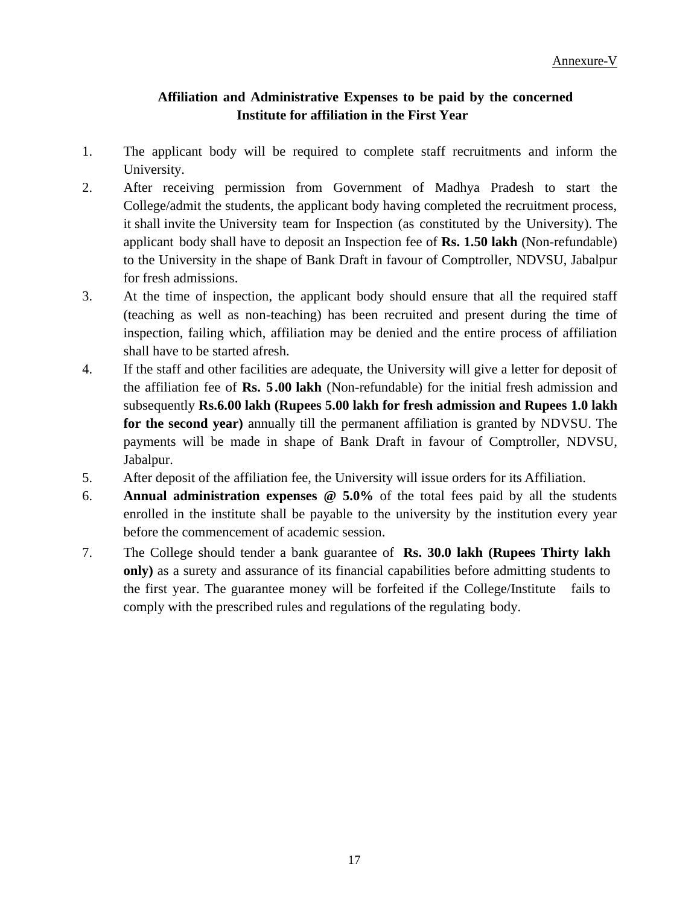<u>Annexure-V</u>

## Affiliation and Administrative Expenses to be paid by the concerned Institute for affiliation in the First Year

1. The applicant body will be required to complete staff recruitments and inform the University.
2. After receiving permission from Government of Madhya Pradesh to start the College/admit the students, the applicant body having completed the recruitment process, it shall invite the University team for Inspection (as constituted by the University). The applicant body shall have to deposit an Inspection fee of **Rs. 1.50 lakh** (Non-refundable) to the University in the shape of Bank Draft in favour of Comptroller, NDVSU, Jabalpur for fresh admissions.
3. At the time of inspection, the applicant body should ensure that all the required staff (teaching as well as non-teaching) has been recruited and present during the time of inspection, failing which, affiliation may be denied and the entire process of affiliation shall have to be started afresh.
4. If the staff and other facilities are adequate, the University will give a letter for deposit of the affiliation fee of **Rs. 5.00 lakh** (Non-refundable) for the initial fresh admission and subsequently **Rs.6.00 lakh (Rupees 5.00 lakh for fresh admission and Rupees 1.0 lakh for the second year)** annually till the permanent affiliation is granted by NDVSU. The payments will be made in shape of Bank Draft in favour of Comptroller, NDVSU, Jabalpur.
5. After deposit of the affiliation fee, the University will issue orders for its Affiliation.
6. **Annual administration expenses @ 5.0%** of the total fees paid by all the students enrolled in the institute shall be payable to the university by the institution every year before the commencement of academic session.
7. The College should tender a bank guarantee of **Rs. 30.0 lakh (Rupees Thirty lakh only)** as a surety and assurance of its financial capabilities before admitting students to the first year. The guarantee money will be forfeited if the College/Institute fails to comply with the prescribed rules and regulations of the regulating body.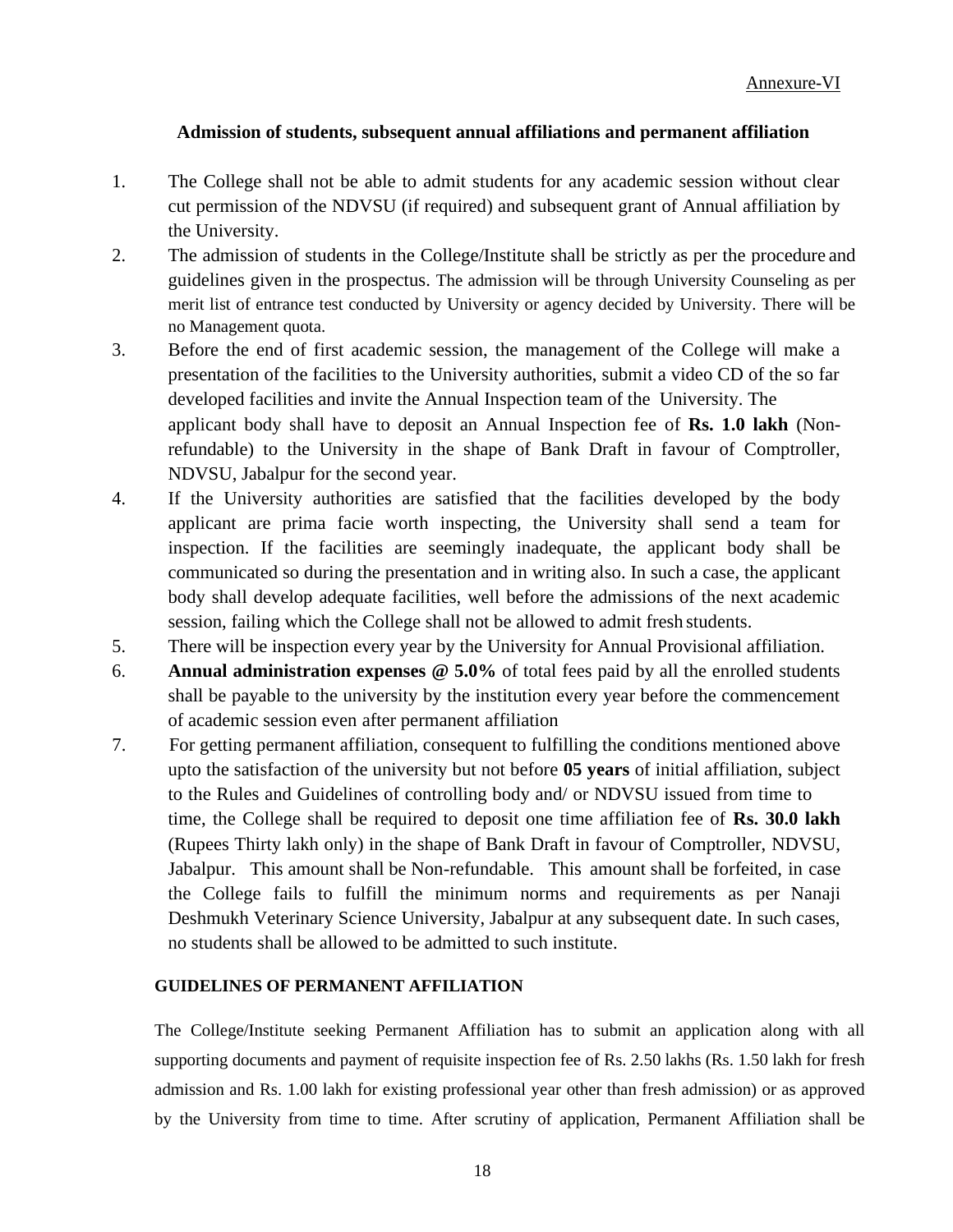Annexure-VI

## Admission of students, subsequent annual affiliations and permanent affiliation

1. The College shall not be able to admit students for any academic session without clear cut permission of the NDVSU (if required) and subsequent grant of Annual affiliation by the University.
2. The admission of students in the College/Institute shall be strictly as per the procedure and guidelines given in the prospectus. The admission will be through University Counseling as per merit list of entrance test conducted by University or agency decided by University. There will be no Management quota.
3. Before the end of first academic session, the management of the College will make a presentation of the facilities to the University authorities, submit a video CD of the so far developed facilities and invite the Annual Inspection team of the University. The applicant body shall have to deposit an Annual Inspection fee of **Rs. 1.0 lakh** (Non-refundable) to the University in the shape of Bank Draft in favour of Comptroller, NDVSU, Jabalpur for the second year.
4. If the University authorities are satisfied that the facilities developed by the body applicant are prima facie worth inspecting, the University shall send a team for inspection. If the facilities are seemingly inadequate, the applicant body shall be communicated so during the presentation and in writing also. In such a case, the applicant body shall develop adequate facilities, well before the admissions of the next academic session, failing which the College shall not be allowed to admit fresh students.
5. There will be inspection every year by the University for Annual Provisional affiliation.
6. **Annual administration expenses @ 5.0%** of total fees paid by all the enrolled students shall be payable to the university by the institution every year before the commencement of academic session even after permanent affiliation
7. For getting permanent affiliation, consequent to fulfilling the conditions mentioned above upto the satisfaction of the university but not before **05 years** of initial affiliation, subject to the Rules and Guidelines of controlling body and/ or NDVSU issued from time to time, the College shall be required to deposit one time affiliation fee of **Rs. 30.0 lakh** (Rupees Thirty lakh only) in the shape of Bank Draft in favour of Comptroller, NDVSU, Jabalpur. This amount shall be Non-refundable. This amount shall be forfeited, in case the College fails to fulfill the minimum norms and requirements as per Nanaji Deshmukh Veterinary Science University, Jabalpur at any subsequent date. In such cases, no students shall be allowed to be admitted to such institute.

### GUIDELINES OF PERMANENT AFFILIATION

The College/Institute seeking Permanent Affiliation has to submit an application along with all supporting documents and payment of requisite inspection fee of Rs. 2.50 lakhs (Rs. 1.50 lakh for fresh admission and Rs. 1.00 lakh for existing professional year other than fresh admission) or as approved by the University from time to time. After scrutiny of application, Permanent Affiliation shall be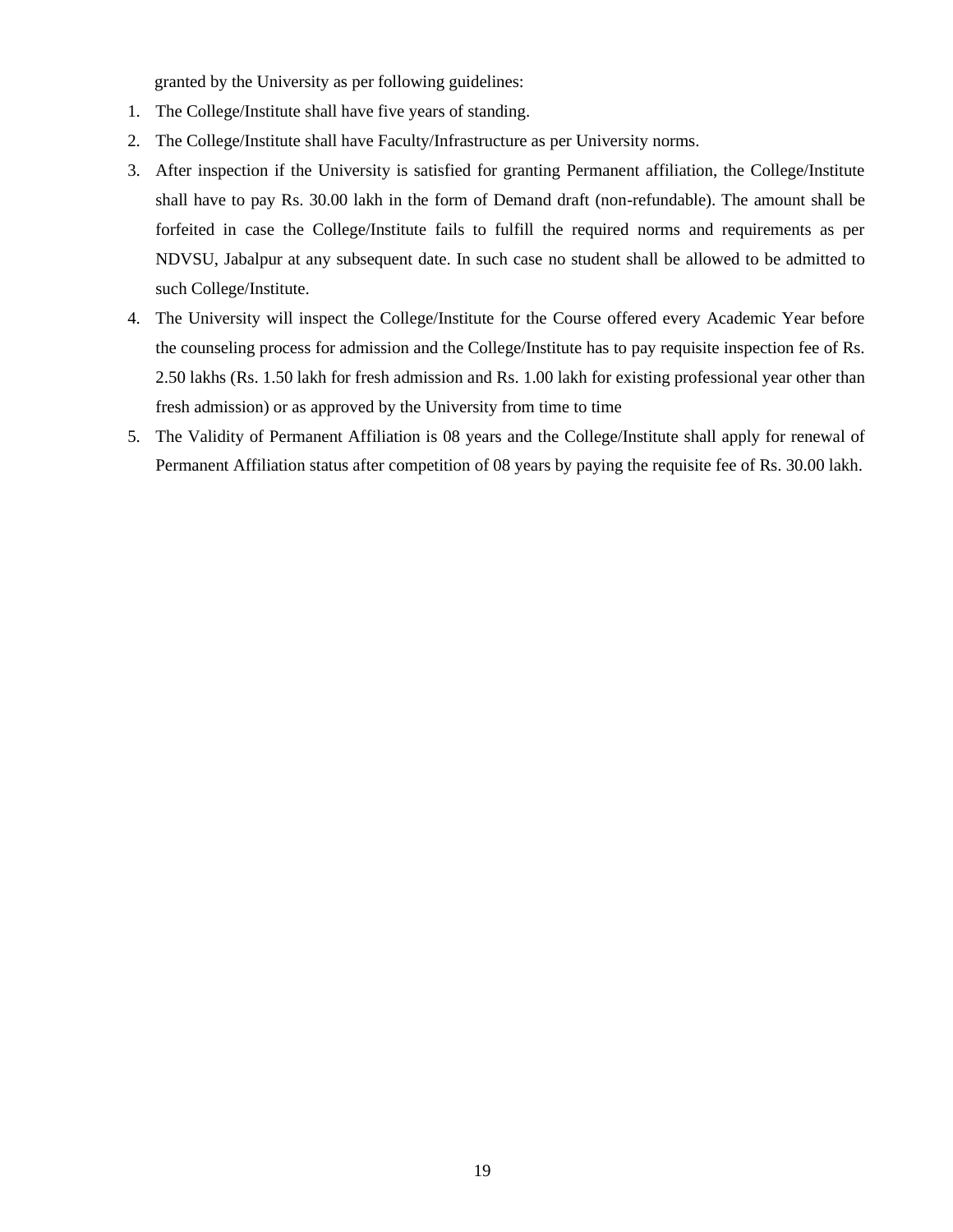granted by the University as per following guidelines:

1. The College/Institute shall have five years of standing.
2. The College/Institute shall have Faculty/Infrastructure as per University norms.
3. After inspection if the University is satisfied for granting Permanent affiliation, the College/Institute shall have to pay Rs. 30.00 lakh in the form of Demand draft (non-refundable). The amount shall be forfeited in case the College/Institute fails to fulfill the required norms and requirements as per NDVSU, Jabalpur at any subsequent date. In such case no student shall be allowed to be admitted to such College/Institute.
4. The University will inspect the College/Institute for the Course offered every Academic Year before the counseling process for admission and the College/Institute has to pay requisite inspection fee of Rs. 2.50 lakhs (Rs. 1.50 lakh for fresh admission and Rs. 1.00 lakh for existing professional year other than fresh admission) or as approved by the University from time to time
5. The Validity of Permanent Affiliation is 08 years and the College/Institute shall apply for renewal of Permanent Affiliation status after competition of 08 years by paying the requisite fee of Rs. 30.00 lakh.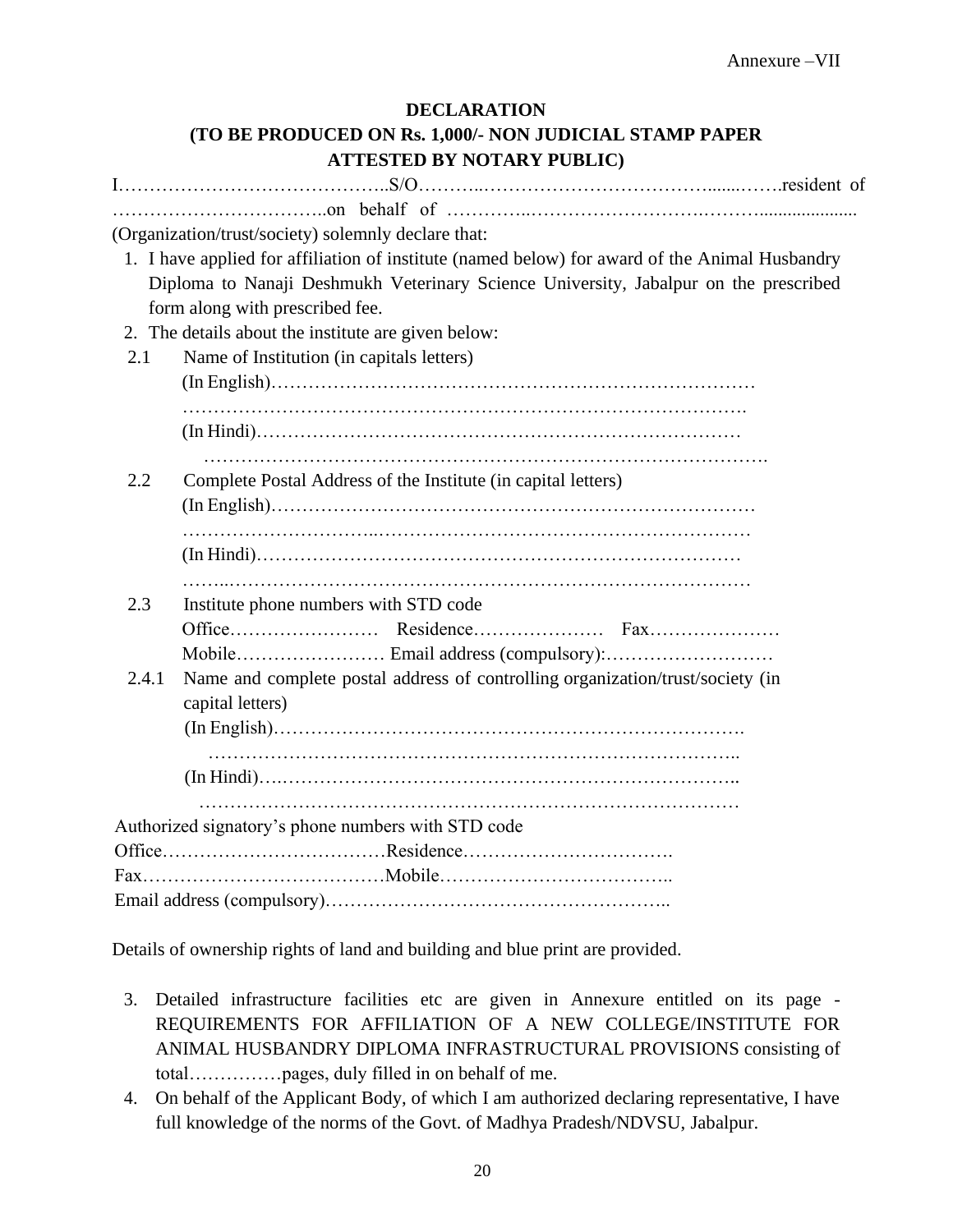Annexure –VII

## DECLARATION

## (TO BE PRODUCED ON Rs. 1,000/- NON JUDICIAL STAMP PAPER ATTESTED BY NOTARY PUBLIC)

I……………………………………..S/O………..……………………………........…….resident of ……………………….…………..on behalf of …………..……………………….………...................... (Organization/trust/society) solemnly declare that:

1. I have applied for affiliation of institute (named below) for award of the Animal Husbandry Diploma to Nanaji Deshmukh Veterinary Science University, Jabalpur on the prescribed form along with prescribed fee.
2. The details about the institute are given below:

2.1 Name of Institution (in capitals letters)

(In English)…………….………………………………………………………
……………………………………………………………………………….
(In Hindi)……………………………………………………………………
……………………………………………………………………………….

2.2 Complete Postal Address of the Institute (in capital letters)

(In English)…………………………………………………………………
………………………..……………………………………………………
(In Hindi)……….…………………………………………………………
……..………………………………………………………………………

2.3 Institute phone numbers with STD code

Office…………………… Residence………………… Fax…………………
Mobile…………………… Email address (compulsory):………………………

2.4.1 Name and complete postal address of controlling organization/trust/society (in capital letters)

(In English)……………………………………………………………….
……………………………………………………………………………..
(In Hindi)….………………………………………………………………..
…………………………………………………………………………………

Authorized signatory's phone numbers with STD code

Office………………………………Residence…………………………….
Fax…………………………………Mobile……………………………….
Email address (compulsory)………………………………………………..

Details of ownership rights of land and building and blue print are provided.

3. Detailed infrastructure facilities etc are given in Annexure entitled on its page - REQUIREMENTS FOR AFFILIATION OF A NEW COLLEGE/INSTITUTE FOR ANIMAL HUSBANDRY DIPLOMA INFRASTRUCTURAL PROVISIONS consisting of total……………pages, duly filled in on behalf of me.
4. On behalf of the Applicant Body, of which I am authorized declaring representative, I have full knowledge of the norms of the Govt. of Madhya Pradesh/NDVSU, Jabalpur.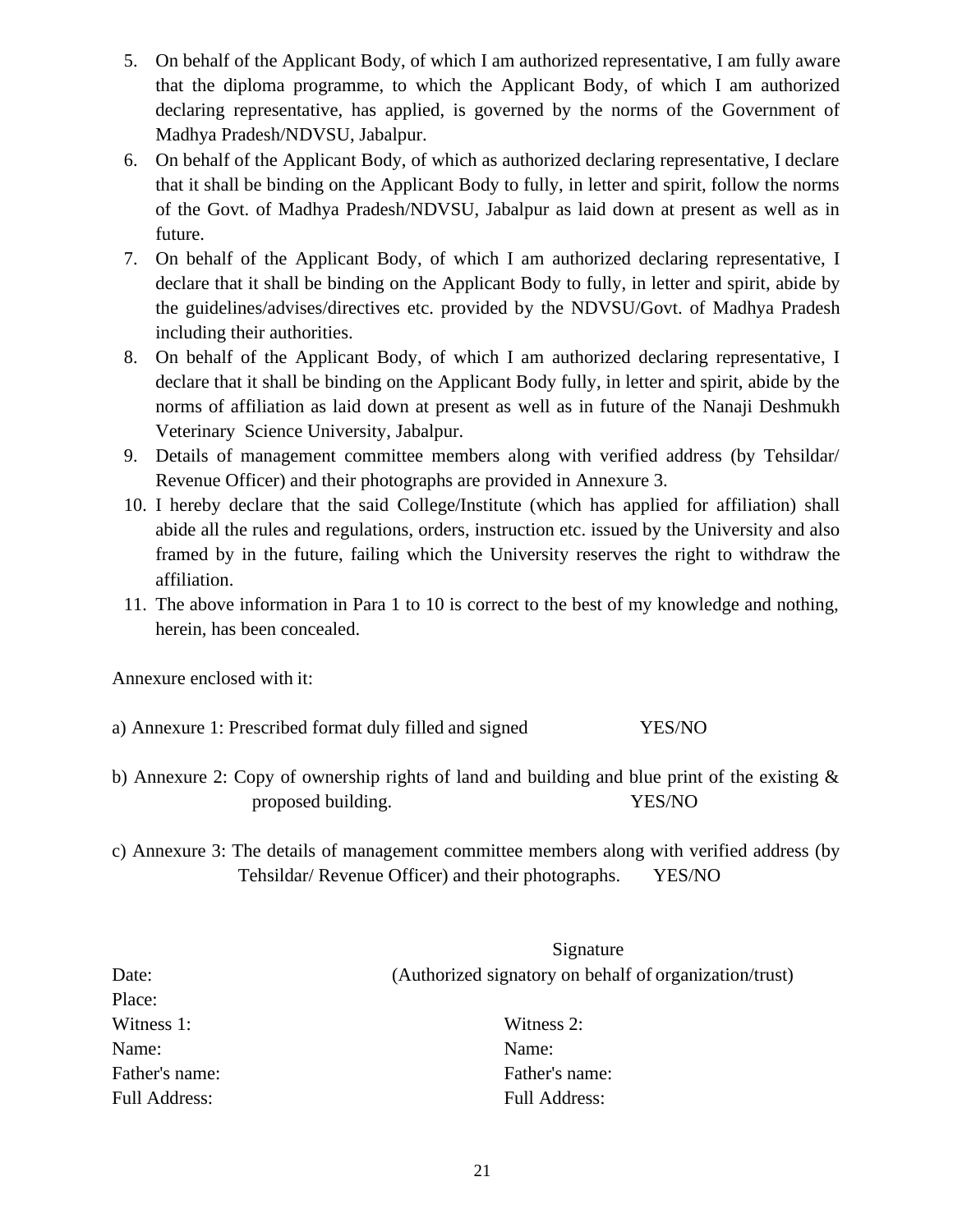5. On behalf of the Applicant Body, of which I am authorized representative, I am fully aware that the diploma programme, to which the Applicant Body, of which I am authorized declaring representative, has applied, is governed by the norms of the Government of Madhya Pradesh/NDVSU, Jabalpur.
6. On behalf of the Applicant Body, of which as authorized declaring representative, I declare that it shall be binding on the Applicant Body to fully, in letter and spirit, follow the norms of the Govt. of Madhya Pradesh/NDVSU, Jabalpur as laid down at present as well as in future.
7. On behalf of the Applicant Body, of which I am authorized declaring representative, I declare that it shall be binding on the Applicant Body to fully, in letter and spirit, abide by the guidelines/advises/directives etc. provided by the NDVSU/Govt. of Madhya Pradesh including their authorities.
8. On behalf of the Applicant Body, of which I am authorized declaring representative, I declare that it shall be binding on the Applicant Body fully, in letter and spirit, abide by the norms of affiliation as laid down at present as well as in future of the Nanaji Deshmukh Veterinary Science University, Jabalpur.
9. Details of management committee members along with verified address (by Tehsildar/ Revenue Officer) and their photographs are provided in Annexure 3.
10. I hereby declare that the said College/Institute (which has applied for affiliation) shall abide all the rules and regulations, orders, instruction etc. issued by the University and also framed by in the future, failing which the University reserves the right to withdraw the affiliation.
11. The above information in Para 1 to 10 is correct to the best of my knowledge and nothing, herein, has been concealed.

Annexure enclosed with it:

a) Annexure 1: Prescribed format duly filled and signed YES/NO

b) Annexure 2: Copy of ownership rights of land and building and blue print of the existing & proposed building. YES/NO

c) Annexure 3: The details of management committee members along with verified address (by Tehsildar/ Revenue Officer) and their photographs. YES/NO

Signature
(Authorized signatory on behalf of organization/trust)

Date:
Place:

| Witness 1: | Witness 2: |
|---|---|
| Name: | Name: |
| Father's name: | Father's name: |
| Full Address: | Full Address: |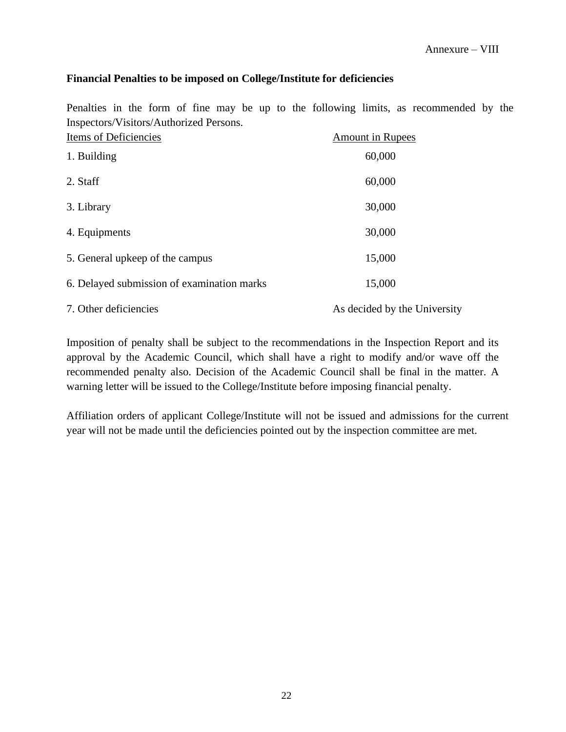Annexure – VIII

**Financial Penalties to be imposed on College/Institute for deficiencies**

Penalties in the form of fine may be up to the following limits, as recommended by the Inspectors/Visitors/Authorized Persons.

| Items of Deficiencies | Amount in Rupees |
|---|---|
| 1. Building | 60,000 |
| 2. Staff | 60,000 |
| 3. Library | 30,000 |
| 4. Equipments | 30,000 |
| 5. General upkeep of the campus | 15,000 |
| 6. Delayed submission of examination marks | 15,000 |
| 7. Other deficiencies | As decided by the University |

Imposition of penalty shall be subject to the recommendations in the Inspection Report and its approval by the Academic Council, which shall have a right to modify and/or wave off the recommended penalty also. Decision of the Academic Council shall be final in the matter. A warning letter will be issued to the College/Institute before imposing financial penalty.

Affiliation orders of applicant College/Institute will not be issued and admissions for the current year will not be made until the deficiencies pointed out by the inspection committee are met.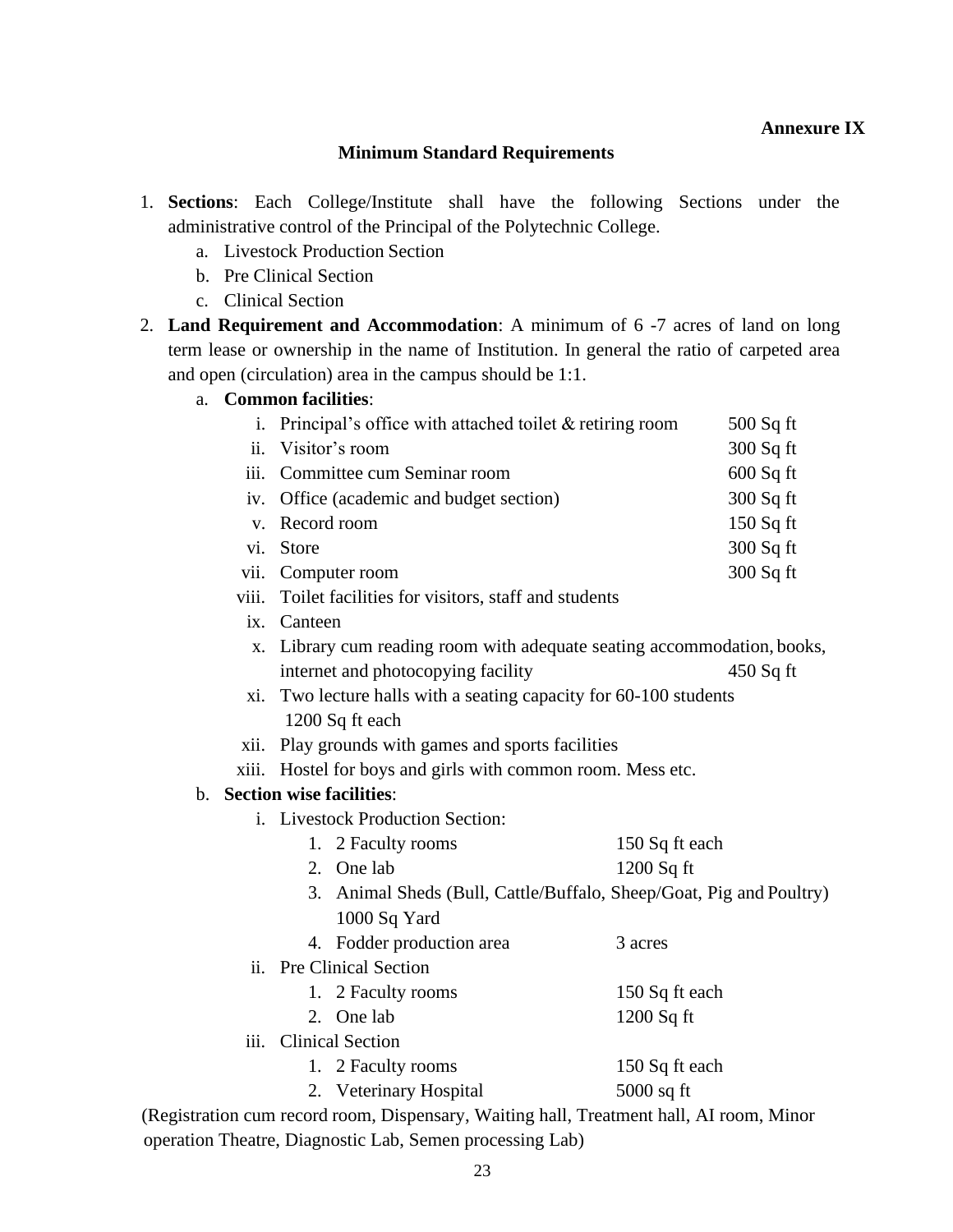**Annexure IX**

**Minimum Standard Requirements**

1. **Sections**: Each College/Institute shall have the following Sections under the administrative control of the Principal of the Polytechnic College.
   a. Livestock Production Section
   b. Pre Clinical Section
   c. Clinical Section
2. **Land Requirement and Accommodation**: A minimum of 6 -7 acres of land on long term lease or ownership in the name of Institution. In general the ratio of carpeted area and open (circulation) area in the campus should be 1:1.
   a. **Common facilities**:
      i. Principal's office with attached toilet & retiring room 500 Sq ft
      ii. Visitor's room 300 Sq ft
      iii. Committee cum Seminar room 600 Sq ft
      iv. Office (academic and budget section) 300 Sq ft
      v. Record room 150 Sq ft
      vi. Store 300 Sq ft
      vii. Computer room 300 Sq ft
      viii. Toilet facilities for visitors, staff and students
      ix. Canteen
      x. Library cum reading room with adequate seating accommodation, books, internet and photocopying facility 450 Sq ft
      xi. Two lecture halls with a seating capacity for 60-100 students 1200 Sq ft each
      xii. Play grounds with games and sports facilities
      xiii. Hostel for boys and girls with common room. Mess etc.
   b. **Section wise facilities**:
      i. Livestock Production Section:
         1. 2 Faculty rooms 150 Sq ft each
         2. One lab 1200 Sq ft
         3. Animal Sheds (Bull, Cattle/Buffalo, Sheep/Goat, Pig and Poultry) 1000 Sq Yard
         4. Fodder production area 3 acres
      ii. Pre Clinical Section
         1. 2 Faculty rooms 150 Sq ft each
         2. One lab 1200 Sq ft
      iii. Clinical Section
         1. 2 Faculty rooms 150 Sq ft each
         2. Veterinary Hospital 5000 sq ft

(Registration cum record room, Dispensary, Waiting hall, Treatment hall, AI room, Minor operation Theatre, Diagnostic Lab, Semen processing Lab)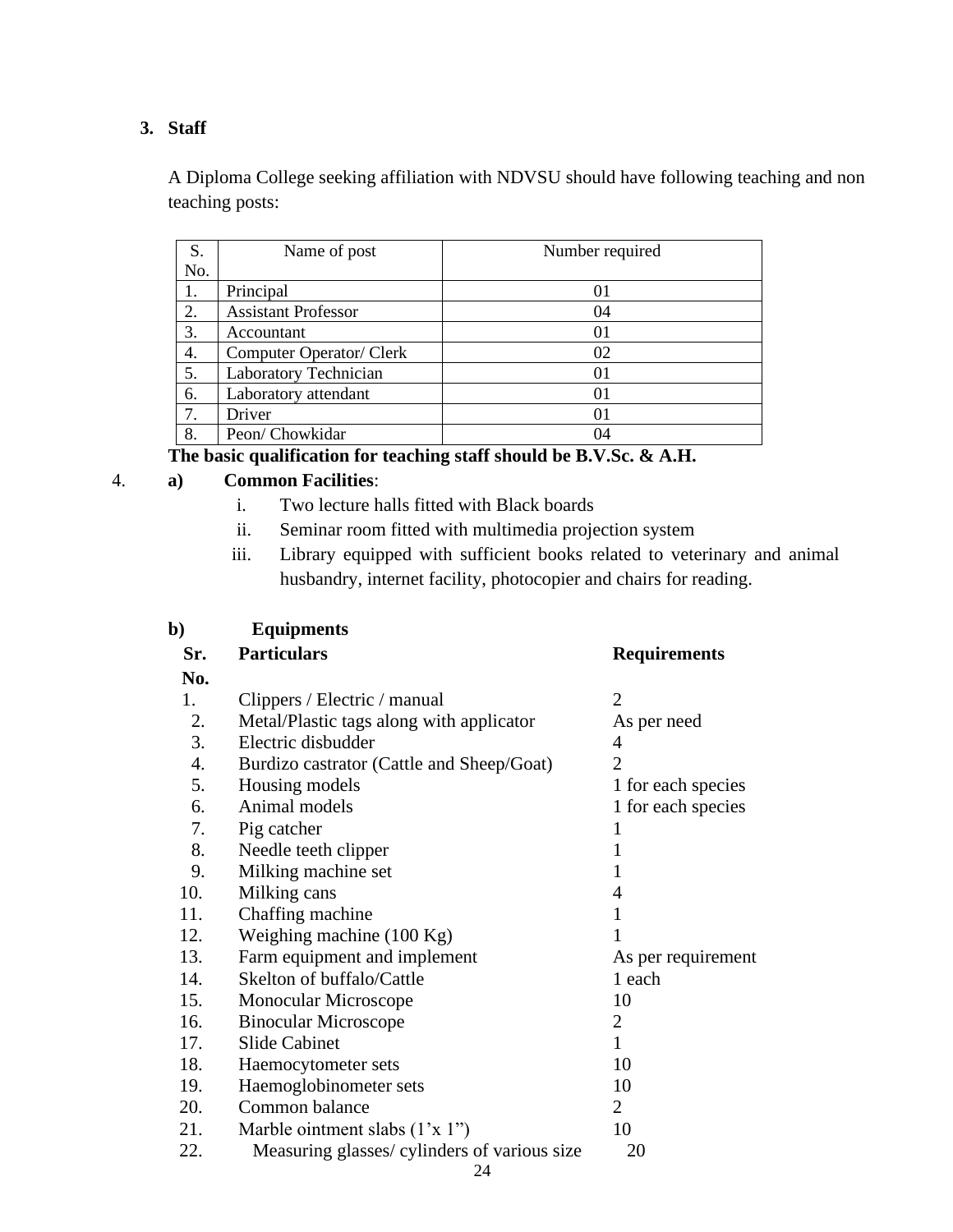### 3. Staff

A Diploma College seeking affiliation with NDVSU should have following teaching and non teaching posts:

| S. No. | Name of post | Number required |
|---|---|---|
| 1. | Principal | 01 |
| 2. | Assistant Professor | 04 |
| 3. | Accountant | 01 |
| 4. | Computer Operator/ Clerk | 02 |
| 5. | Laboratory Technician | 01 |
| 6. | Laboratory attendant | 01 |
| 7. | Driver | 01 |
| 8. | Peon/ Chowkidar | 04 |

**The basic qualification for teaching staff should be B.V.Sc. & A.H.**

4. **a) Common Facilities**:

   i. Two lecture halls fitted with Black boards

   ii. Seminar room fitted with multimedia projection system

   iii. Library equipped with sufficient books related to veterinary and animal husbandry, internet facility, photocopier and chairs for reading.

**b) Equipments**

| Sr. No. | Particulars | Requirements |
|---|---|---|
| 1. | Clippers / Electric / manual | 2 |
| 2. | Metal/Plastic tags along with applicator | As per need |
| 3. | Electric disbudder | 4 |
| 4. | Burdizo castrator (Cattle and Sheep/Goat) | 2 |
| 5. | Housing models | 1 for each species |
| 6. | Animal models | 1 for each species |
| 7. | Pig catcher | 1 |
| 8. | Needle teeth clipper | 1 |
| 9. | Milking machine set | 1 |
| 10. | Milking cans | 4 |
| 11. | Chaffing machine | 1 |
| 12. | Weighing machine (100 Kg) | 1 |
| 13. | Farm equipment and implement | As per requirement |
| 14. | Skelton of buffalo/Cattle | 1 each |
| 15. | Monocular Microscope | 10 |
| 16. | Binocular Microscope | 2 |
| 17. | Slide Cabinet | 1 |
| 18. | Haemocytometer sets | 10 |
| 19. | Haemoglobinometer sets | 10 |
| 20. | Common balance | 2 |
| 21. | Marble ointment slabs (1'x 1") | 10 |
| 22. | Measuring glasses/ cylinders of various size | 20 |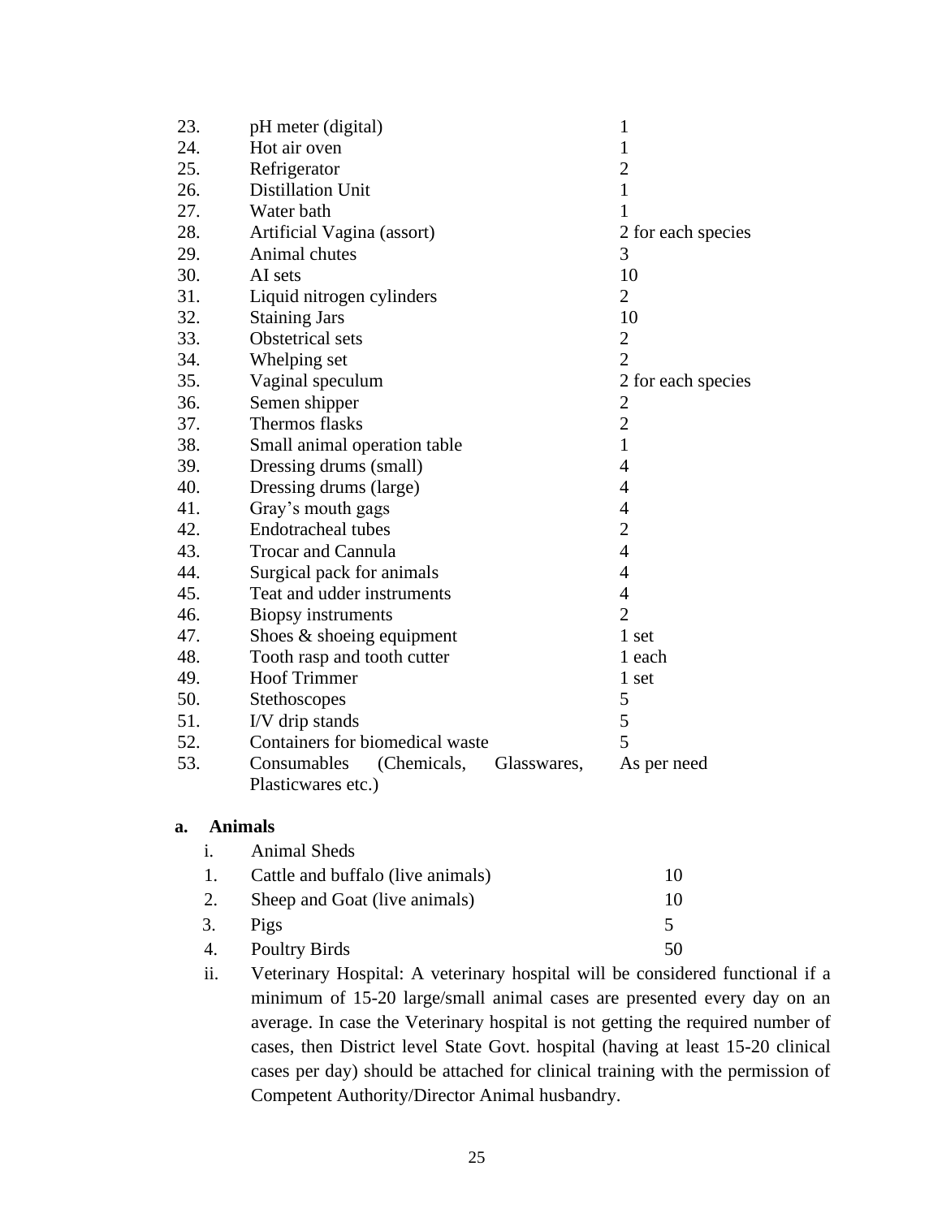| | | |
|---|---|---|
| 23. | pH meter (digital) | 1 |
| 24. | Hot air oven | 1 |
| 25. | Refrigerator | 2 |
| 26. | Distillation Unit | 1 |
| 27. | Water bath | 1 |
| 28. | Artificial Vagina (assort) | 2 for each species |
| 29. | Animal chutes | 3 |
| 30. | AI sets | 10 |
| 31. | Liquid nitrogen cylinders | 2 |
| 32. | Staining Jars | 10 |
| 33. | Obstetrical sets | 2 |
| 34. | Whelping set | 2 |
| 35. | Vaginal speculum | 2 for each species |
| 36. | Semen shipper | 2 |
| 37. | Thermos flasks | 2 |
| 38. | Small animal operation table | 1 |
| 39. | Dressing drums (small) | 4 |
| 40. | Dressing drums (large) | 4 |
| 41. | Gray's mouth gags | 4 |
| 42. | Endotracheal tubes | 2 |
| 43. | Trocar and Cannula | 4 |
| 44. | Surgical pack for animals | 4 |
| 45. | Teat and udder instruments | 4 |
| 46. | Biopsy instruments | 2 |
| 47. | Shoes & shoeing equipment | 1 set |
| 48. | Tooth rasp and tooth cutter | 1 each |
| 49. | Hoof Trimmer | 1 set |
| 50. | Stethoscopes | 5 |
| 51. | I/V drip stands | 5 |
| 52. | Containers for biomedical waste | 5 |
| 53. | Consumables (Chemicals, Glasswares, Plasticwares etc.) | As per need |

**a. Animals**

i. Animal Sheds

| | | |
|---|---|---|
| 1. | Cattle and buffalo (live animals) | 10 |
| 2. | Sheep and Goat (live animals) | 10 |
| 3. | Pigs | 5 |
| 4. | Poultry Birds | 50 |

ii. Veterinary Hospital: A veterinary hospital will be considered functional if a minimum of 15-20 large/small animal cases are presented every day on an average. In case the Veterinary hospital is not getting the required number of cases, then District level State Govt. hospital (having at least 15-20 clinical cases per day) should be attached for clinical training with the permission of Competent Authority/Director Animal husbandry.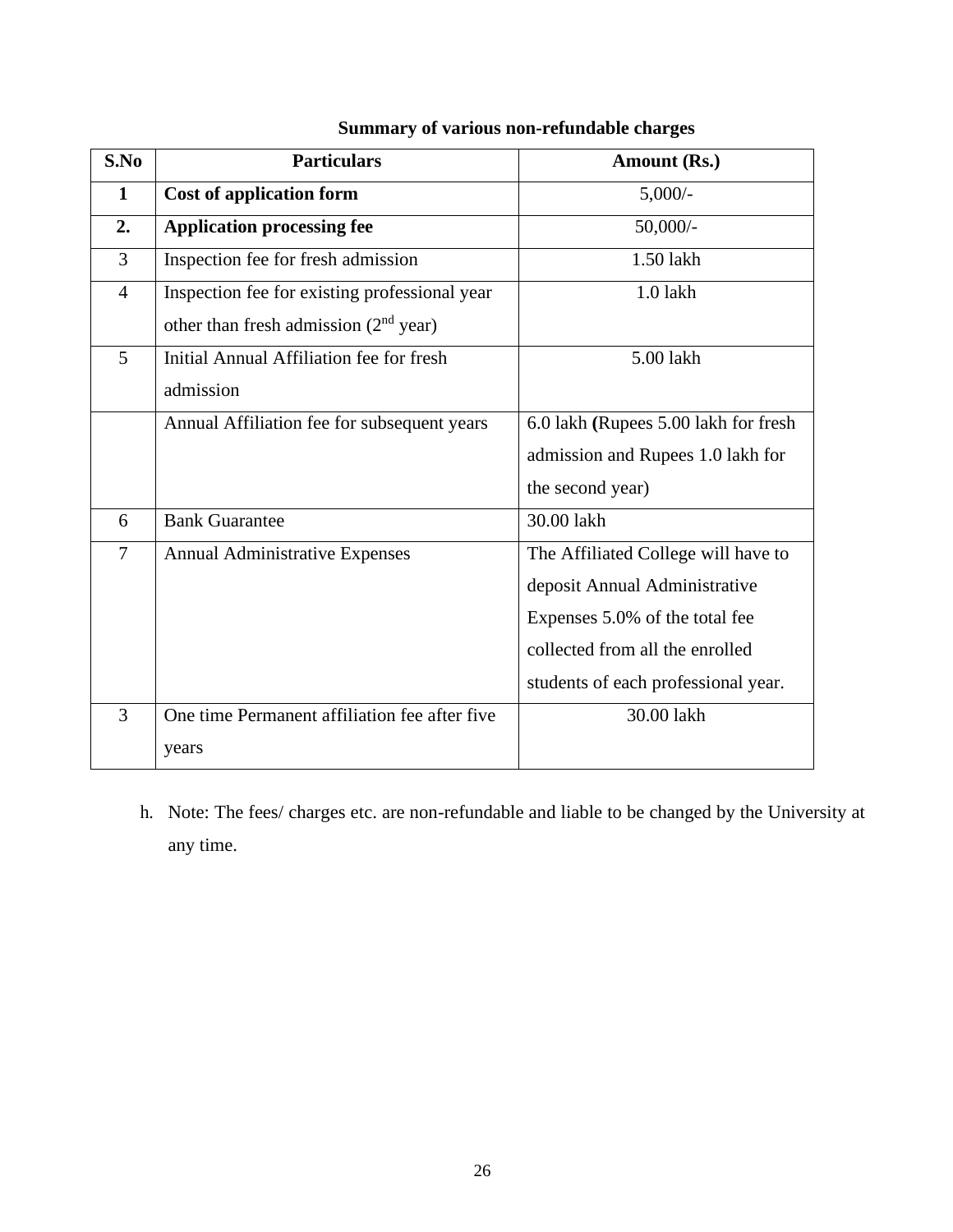**Summary of various non-refundable charges**

| S.No | Particulars | Amount (Rs.) |
|---|---|---|
| **1** | **Cost of application form** | 5,000/- |
| **2.** | **Application processing fee** | 50,000/- |
| 3 | Inspection fee for fresh admission | 1.50 lakh |
| 4 | Inspection fee for existing professional year other than fresh admission (2nd year) | 1.0 lakh |
| 5 | Initial Annual Affiliation fee for fresh admission | 5.00 lakh |
| | Annual Affiliation fee for subsequent years | 6.0 lakh **(**Rupees 5.00 lakh for fresh admission and Rupees 1.0 lakh for the second year) |
| 6 | Bank Guarantee | 30.00 lakh |
| 7 | Annual Administrative Expenses | The Affiliated College will have to deposit Annual Administrative Expenses 5.0% of the total fee collected from all the enrolled students of each professional year. |
| 3 | One time Permanent affiliation fee after five years | 30.00 lakh |

h. Note: The fees/ charges etc. are non-refundable and liable to be changed by the University at any time.